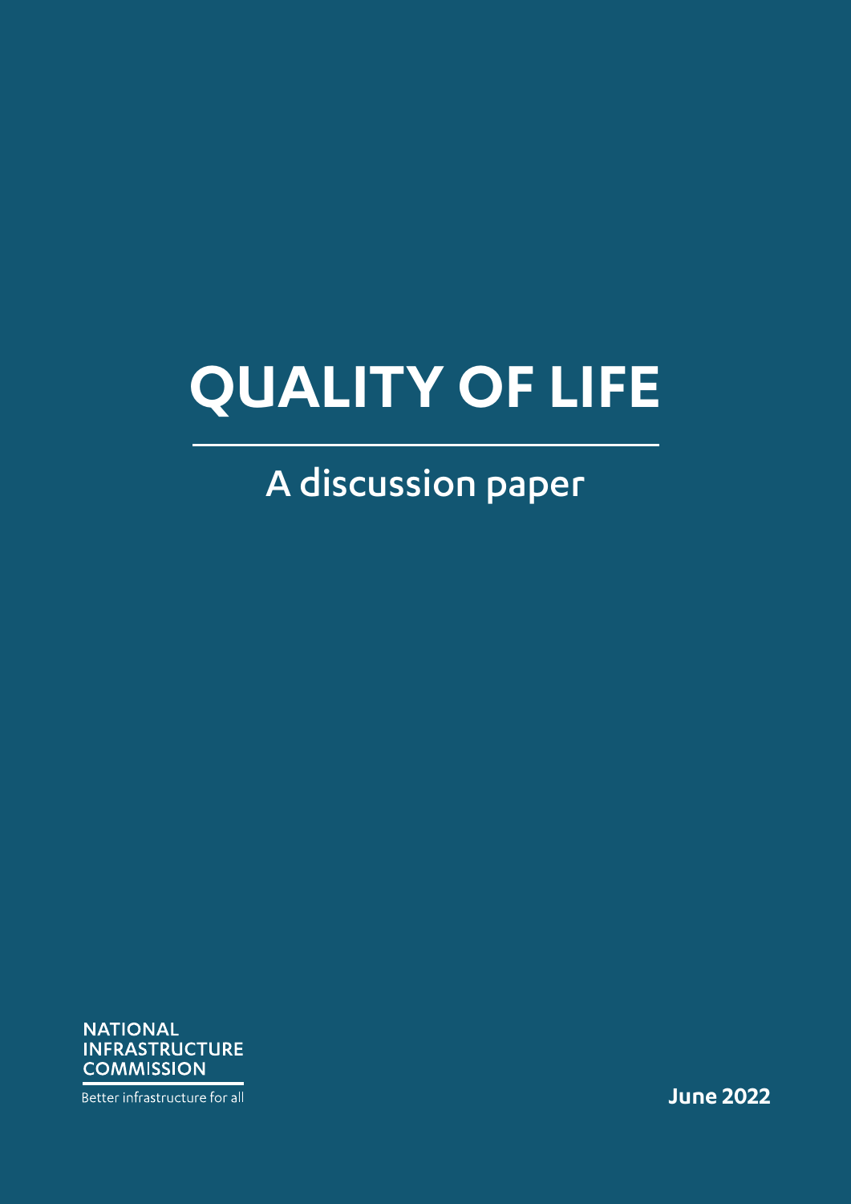# QUALITY OF LIFE

## A discussion paper

NATIONAL INFRASTRUCTURE COMMISSION

Better infrastructure for all

**June 2022**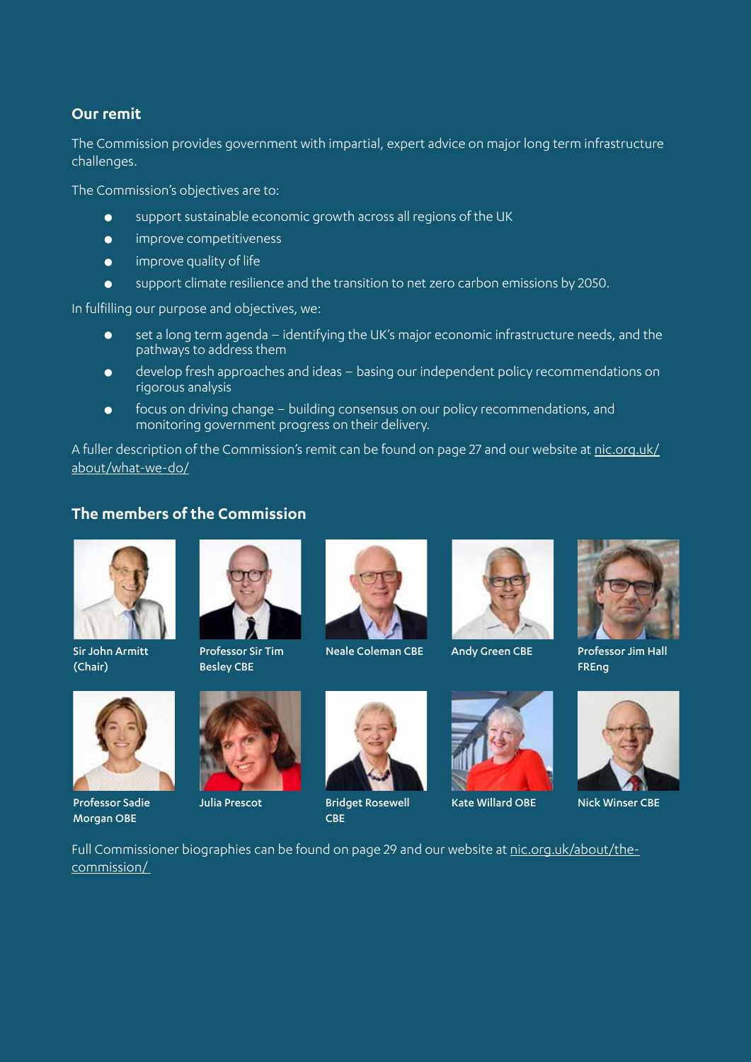## Our remit

The Commission provides government with impartial, expert advice on major long term infrastructure challenges.

The Commission's objectives are to:

- support sustainable economic growth across all regions of the UK
- improve competitiveness
- improve quality of life
- support climate resilience and the transition to net zero carbon emissions by 2050.

In fulfilling our purpose and objectives, we:

- set a long term agenda – identifying the UK's major economic infrastructure needs, and the pathways to address them
- develop fresh approaches and ideas – basing our independent policy recommendations on rigorous analysis
- focus on driving change – building consensus on our policy recommendations, and monitoring government progress on their delivery.

A fuller description of the Commission's remit can be found on page 27 and our website at nic.org.uk/about/what-we-do/

## The members of the Commission

**Sir John Armitt (Chair)**

**Professor Sir Tim Besley CBE**

**Neale Coleman CBE**

**Andy Green CBE**

**Professor Jim Hall FREng**

**Professor Sadie Morgan OBE**

**Julia Prescot**

**Bridget Rosewell CBE**

**Kate Willard OBE**

**Nick Winser CBE**

Full Commissioner biographies can be found on page 29 and our website at nic.org.uk/about/the-commission/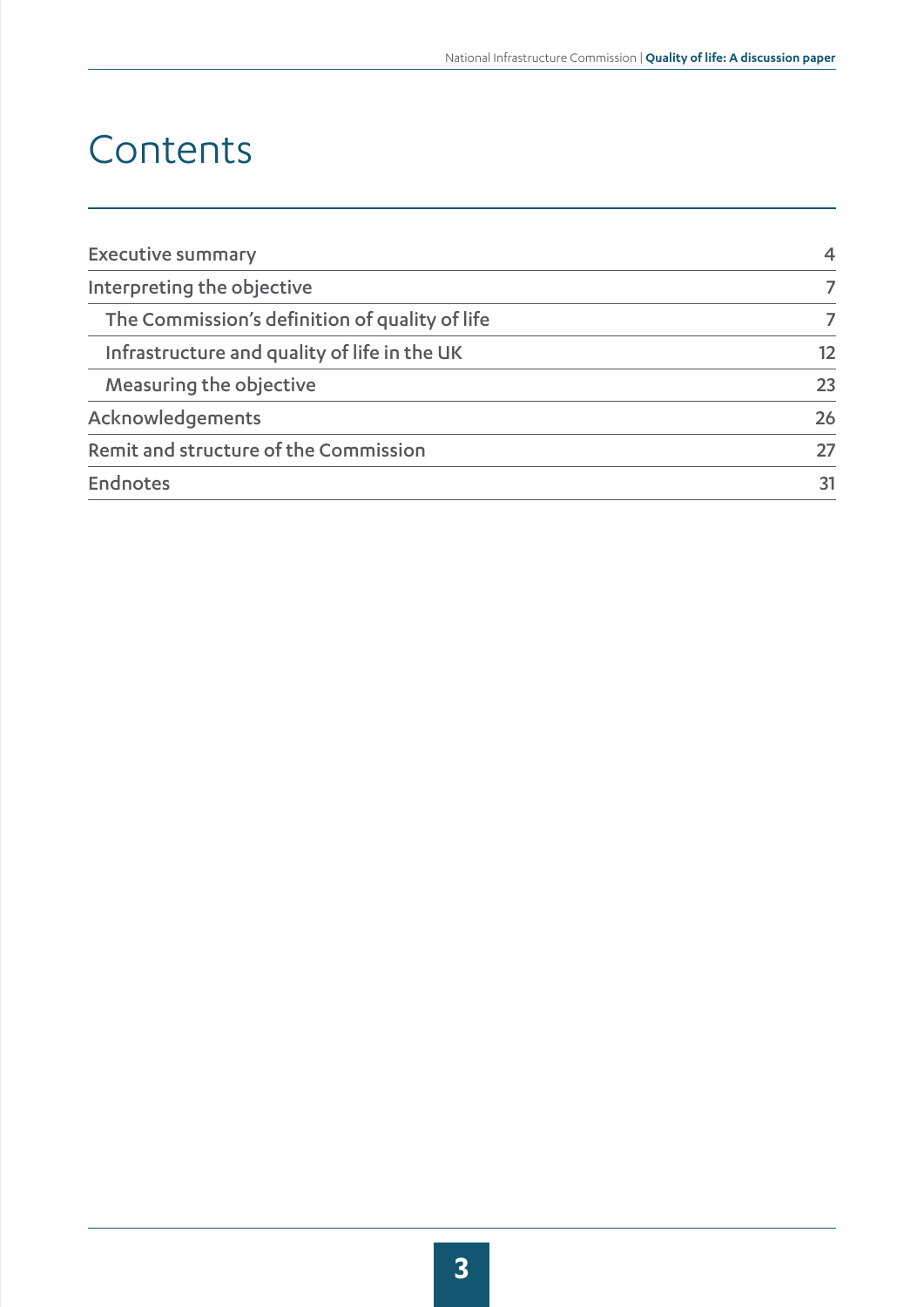# Contents

| | |
|---|---|
| Executive summary | 4 |
| Interpreting the objective | 7 |
| The Commission's definition of quality of life | 7 |
| Infrastructure and quality of life in the UK | 12 |
| Measuring the objective | 23 |
| Acknowledgements | 26 |
| Remit and structure of the Commission | 27 |
| Endnotes | 31 |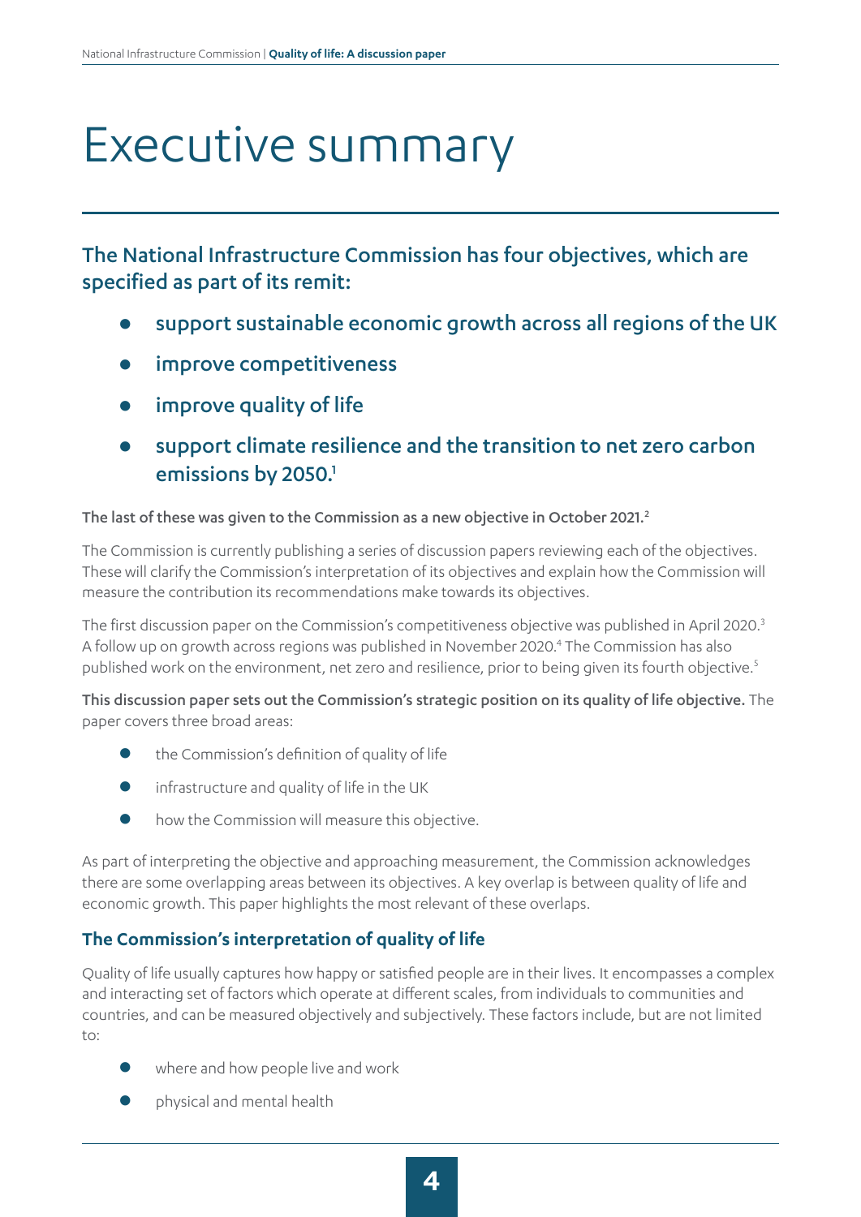# Executive summary

## The National Infrastructure Commission has four objectives, which are specified as part of its remit:

- **support sustainable economic growth across all regions of the UK**
- **improve competitiveness**
- **improve quality of life**
- **support climate resilience and the transition to net zero carbon emissions by 2050.[1]**

**The last of these was given to the Commission as a new objective in October 2021.[2]**

The Commission is currently publishing a series of discussion papers reviewing each of the objectives. These will clarify the Commission's interpretation of its objectives and explain how the Commission will measure the contribution its recommendations make towards its objectives.

The first discussion paper on the Commission's competitiveness objective was published in April 2020.[3] A follow up on growth across regions was published in November 2020.[4] The Commission has also published work on the environment, net zero and resilience, prior to being given its fourth objective.[5]

**This discussion paper sets out the Commission's strategic position on its quality of life objective.** The paper covers three broad areas:

- the Commission's definition of quality of life
- infrastructure and quality of life in the UK
- how the Commission will measure this objective.

As part of interpreting the objective and approaching measurement, the Commission acknowledges there are some overlapping areas between its objectives. A key overlap is between quality of life and economic growth. This paper highlights the most relevant of these overlaps.

### The Commission's interpretation of quality of life

Quality of life usually captures how happy or satisfied people are in their lives. It encompasses a complex and interacting set of factors which operate at different scales, from individuals to communities and countries, and can be measured objectively and subjectively. These factors include, but are not limited to:

- where and how people live and work
- physical and mental health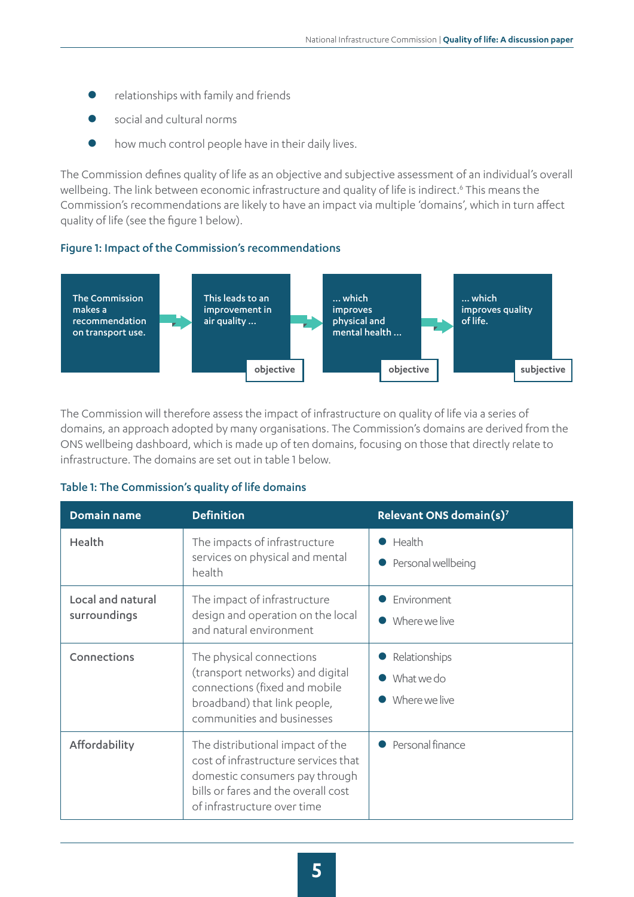- relationships with family and friends
- social and cultural norms
- how much control people have in their daily lives.

The Commission defines quality of life as an objective and subjective assessment of an individual's overall wellbeing. The link between economic infrastructure and quality of life is indirect.[6] This means the Commission's recommendations are likely to have an impact via multiple 'domains', which in turn affect quality of life (see the figure 1 below).

### Figure 1: Impact of the Commission's recommendations

The Commission makes a recommendation on transport use. → This leads to an improvement in air quality … (objective) → … which improves physical and mental health … (objective) → … which improves quality of life. (subjective)

The Commission will therefore assess the impact of infrastructure on quality of life via a series of domains, an approach adopted by many organisations. The Commission's domains are derived from the ONS wellbeing dashboard, which is made up of ten domains, focusing on those that directly relate to infrastructure. The domains are set out in table 1 below.

### Table 1: The Commission's quality of life domains

| Domain name | Definition | Relevant ONS domain(s)[7] |
|---|---|---|
| Health | The impacts of infrastructure services on physical and mental health | • Health<br>• Personal wellbeing |
| Local and natural surroundings | The impact of infrastructure design and operation on the local and natural environment | • Environment<br>• Where we live |
| Connections | The physical connections (transport networks) and digital connections (fixed and mobile broadband) that link people, communities and businesses | • Relationships<br>• What we do<br>• Where we live |
| Affordability | The distributional impact of the cost of infrastructure services that domestic consumers pay through bills or fares and the overall cost of infrastructure over time | • Personal finance |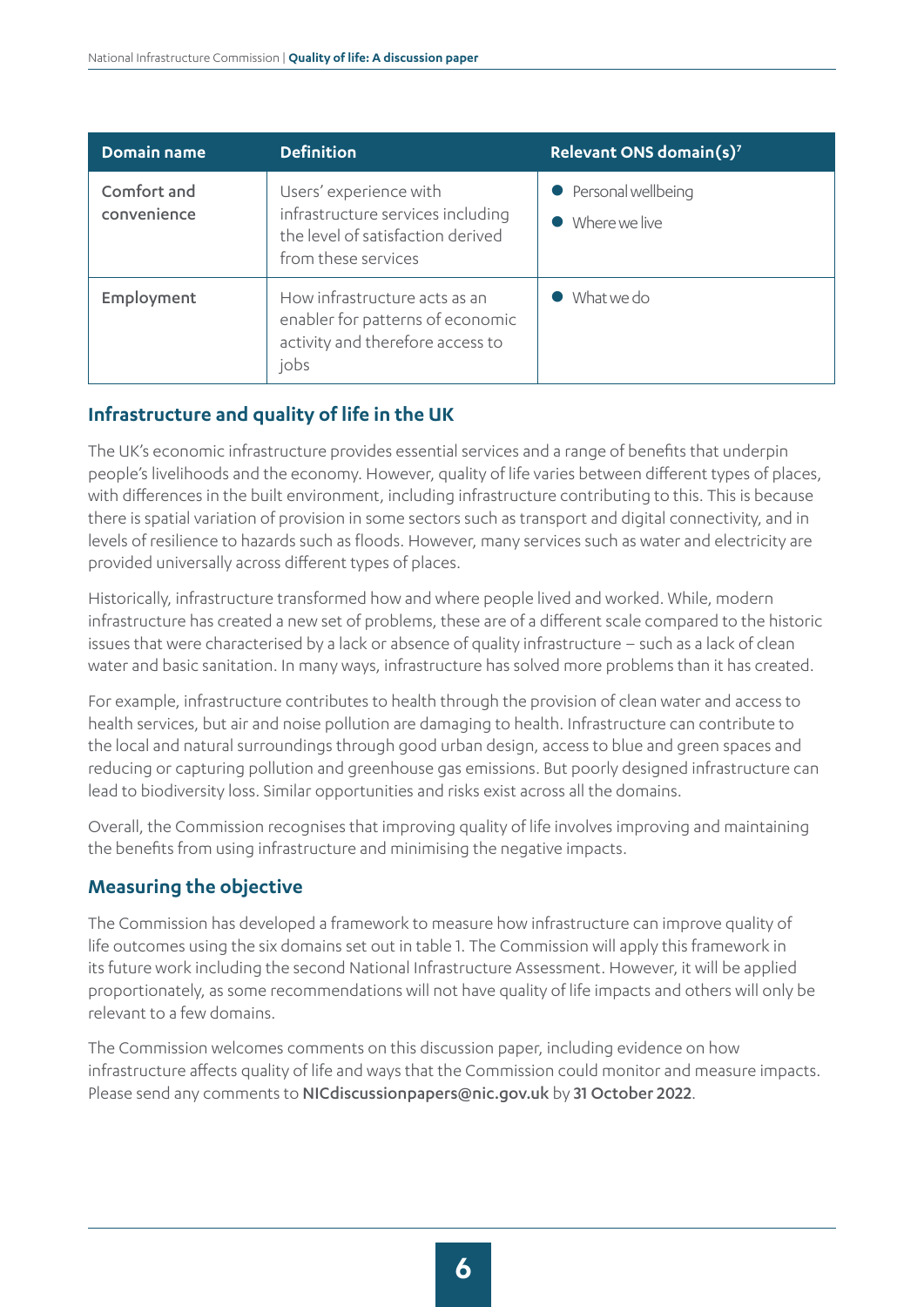| Domain name | Definition | Relevant ONS domain(s)[7] |
|---|---|---|
| Comfort and convenience | Users' experience with infrastructure services including the level of satisfaction derived from these services | • Personal wellbeing<br>• Where we live |
| Employment | How infrastructure acts as an enabler for patterns of economic activity and therefore access to jobs | • What we do |

## Infrastructure and quality of life in the UK

The UK's economic infrastructure provides essential services and a range of benefits that underpin people's livelihoods and the economy. However, quality of life varies between different types of places, with differences in the built environment, including infrastructure contributing to this. This is because there is spatial variation of provision in some sectors such as transport and digital connectivity, and in levels of resilience to hazards such as floods. However, many services such as water and electricity are provided universally across different types of places.

Historically, infrastructure transformed how and where people lived and worked. While, modern infrastructure has created a new set of problems, these are of a different scale compared to the historic issues that were characterised by a lack or absence of quality infrastructure – such as a lack of clean water and basic sanitation. In many ways, infrastructure has solved more problems than it has created.

For example, infrastructure contributes to health through the provision of clean water and access to health services, but air and noise pollution are damaging to health. Infrastructure can contribute to the local and natural surroundings through good urban design, access to blue and green spaces and reducing or capturing pollution and greenhouse gas emissions. But poorly designed infrastructure can lead to biodiversity loss. Similar opportunities and risks exist across all the domains.

Overall, the Commission recognises that improving quality of life involves improving and maintaining the benefits from using infrastructure and minimising the negative impacts.

## Measuring the objective

The Commission has developed a framework to measure how infrastructure can improve quality of life outcomes using the six domains set out in table 1. The Commission will apply this framework in its future work including the second National Infrastructure Assessment. However, it will be applied proportionately, as some recommendations will not have quality of life impacts and others will only be relevant to a few domains.

The Commission welcomes comments on this discussion paper, including evidence on how infrastructure affects quality of life and ways that the Commission could monitor and measure impacts. Please send any comments to **NICdiscussionpapers@nic.gov.uk** by **31 October 2022**.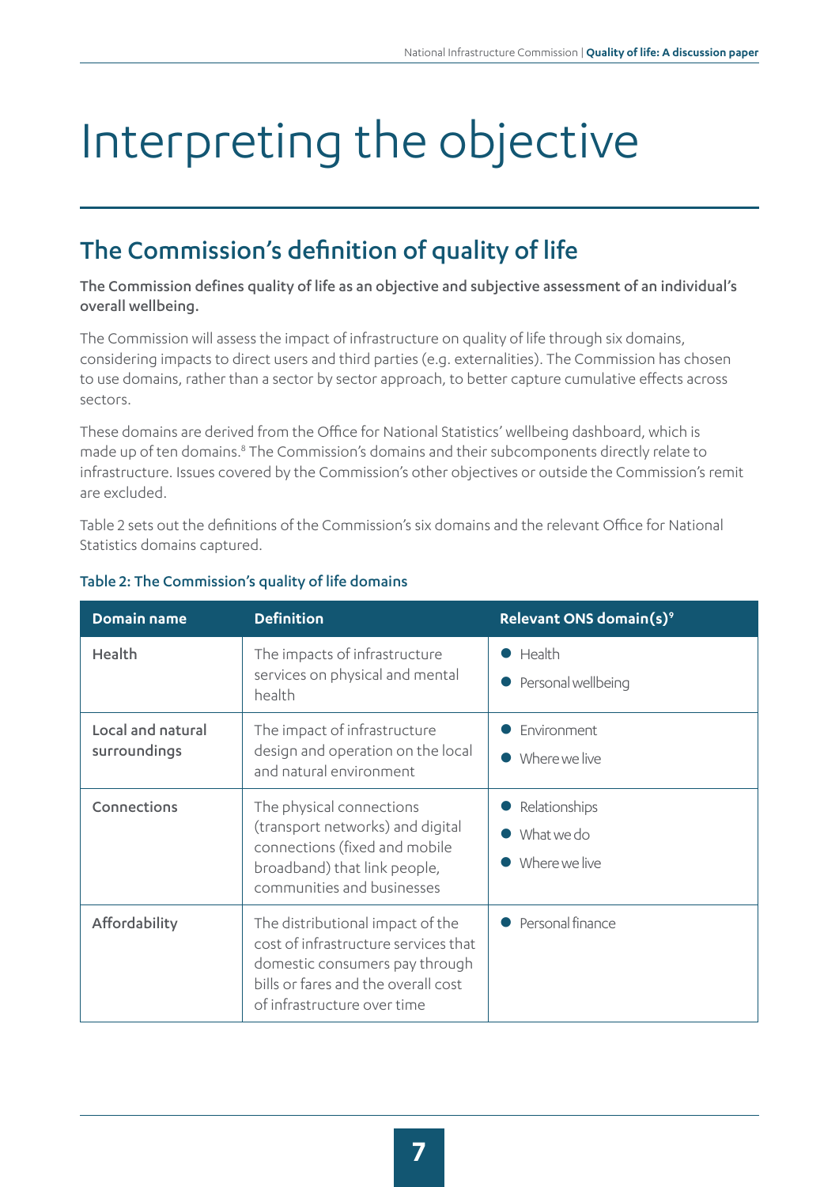# Interpreting the objective

## The Commission's definition of quality of life

**The Commission defines quality of life as an objective and subjective assessment of an individual's overall wellbeing.**

The Commission will assess the impact of infrastructure on quality of life through six domains, considering impacts to direct users and third parties (e.g. externalities). The Commission has chosen to use domains, rather than a sector by sector approach, to better capture cumulative effects across sectors.

These domains are derived from the Office for National Statistics' wellbeing dashboard, which is made up of ten domains.[8] The Commission's domains and their subcomponents directly relate to infrastructure. Issues covered by the Commission's other objectives or outside the Commission's remit are excluded.

Table 2 sets out the definitions of the Commission's six domains and the relevant Office for National Statistics domains captured.

**Table 2: The Commission's quality of life domains**

| Domain name | Definition | Relevant ONS domain(s)[9] |
| --- | --- | --- |
| Health | The impacts of infrastructure services on physical and mental health | • Health<br>• Personal wellbeing |
| Local and natural surroundings | The impact of infrastructure design and operation on the local and natural environment | • Environment<br>• Where we live |
| Connections | The physical connections (transport networks) and digital connections (fixed and mobile broadband) that link people, communities and businesses | • Relationships<br>• What we do<br>• Where we live |
| Affordability | The distributional impact of the cost of infrastructure services that domestic consumers pay through bills or fares and the overall cost of infrastructure over time | • Personal finance |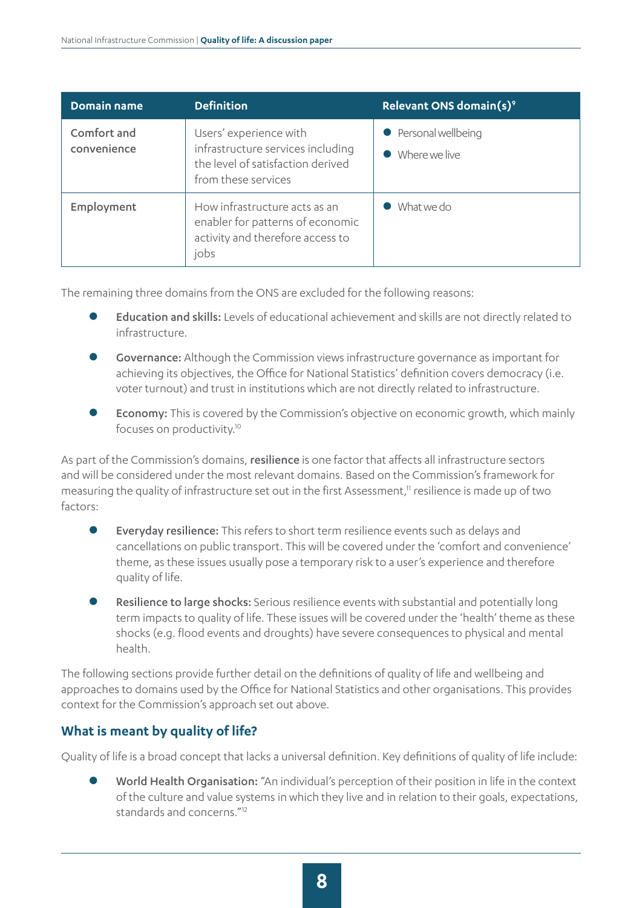| Domain name | Definition | Relevant ONS domain(s)[9] |
|---|---|---|
| Comfort and convenience | Users' experience with infrastructure services including the level of satisfaction derived from these services | • Personal wellbeing<br>• Where we live |
| Employment | How infrastructure acts as an enabler for patterns of economic activity and therefore access to jobs | • What we do |

The remaining three domains from the ONS are excluded for the following reasons:

- **Education and skills:** Levels of educational achievement and skills are not directly related to infrastructure.
- **Governance:** Although the Commission views infrastructure governance as important for achieving its objectives, the Office for National Statistics' definition covers democracy (i.e. voter turnout) and trust in institutions which are not directly related to infrastructure.
- **Economy:** This is covered by the Commission's objective on economic growth, which mainly focuses on productivity.[10]

As part of the Commission's domains, **resilience** is one factor that affects all infrastructure sectors and will be considered under the most relevant domains. Based on the Commission's framework for measuring the quality of infrastructure set out in the first Assessment,[11] resilience is made up of two factors:

- **Everyday resilience:** This refers to short term resilience events such as delays and cancellations on public transport. This will be covered under the 'comfort and convenience' theme, as these issues usually pose a temporary risk to a user's experience and therefore quality of life.
- **Resilience to large shocks:** Serious resilience events with substantial and potentially long term impacts to quality of life. These issues will be covered under the 'health' theme as these shocks (e.g. flood events and droughts) have severe consequences to physical and mental health.

The following sections provide further detail on the definitions of quality of life and wellbeing and approaches to domains used by the Office for National Statistics and other organisations. This provides context for the Commission's approach set out above.

## What is meant by quality of life?

Quality of life is a broad concept that lacks a universal definition. Key definitions of quality of life include:

- **World Health Organisation:** "An individual's perception of their position in life in the context of the culture and value systems in which they live and in relation to their goals, expectations, standards and concerns."[12]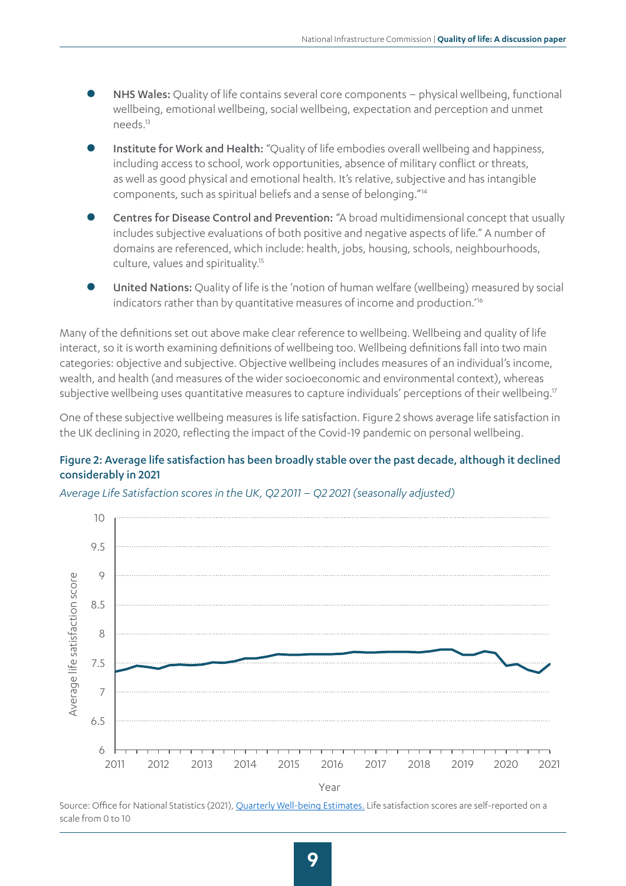- **NHS Wales:** Quality of life contains several core components – physical wellbeing, functional wellbeing, emotional wellbeing, social wellbeing, expectation and perception and unmet needs.[13]
- **Institute for Work and Health:** "Quality of life embodies overall wellbeing and happiness, including access to school, work opportunities, absence of military conflict or threats, as well as good physical and emotional health. It's relative, subjective and has intangible components, such as spiritual beliefs and a sense of belonging."[14]
- **Centres for Disease Control and Prevention:** "A broad multidimensional concept that usually includes subjective evaluations of both positive and negative aspects of life." A number of domains are referenced, which include: health, jobs, housing, schools, neighbourhoods, culture, values and spirituality.[15]
- **United Nations:** Quality of life is the 'notion of human welfare (wellbeing) measured by social indicators rather than by quantitative measures of income and production.'[16]

Many of the definitions set out above make clear reference to wellbeing. Wellbeing and quality of life interact, so it is worth examining definitions of wellbeing too. Wellbeing definitions fall into two main categories: objective and subjective. Objective wellbeing includes measures of an individual's income, wealth, and health (and measures of the wider socioeconomic and environmental context), whereas subjective wellbeing uses quantitative measures to capture individuals' perceptions of their wellbeing.[17]

One of these subjective wellbeing measures is life satisfaction. Figure 2 shows average life satisfaction in the UK declining in 2020, reflecting the impact of the Covid-19 pandemic on personal wellbeing.

**Figure 2: Average life satisfaction has been broadly stable over the past decade, although it declined considerably in 2021**

*Average Life Satisfaction scores in the UK, Q2 2011 – Q2 2021 (seasonally adjusted)*

Source: Office for National Statistics (2021), Quarterly Well-being Estimates. Life satisfaction scores are self-reported on a scale from 0 to 10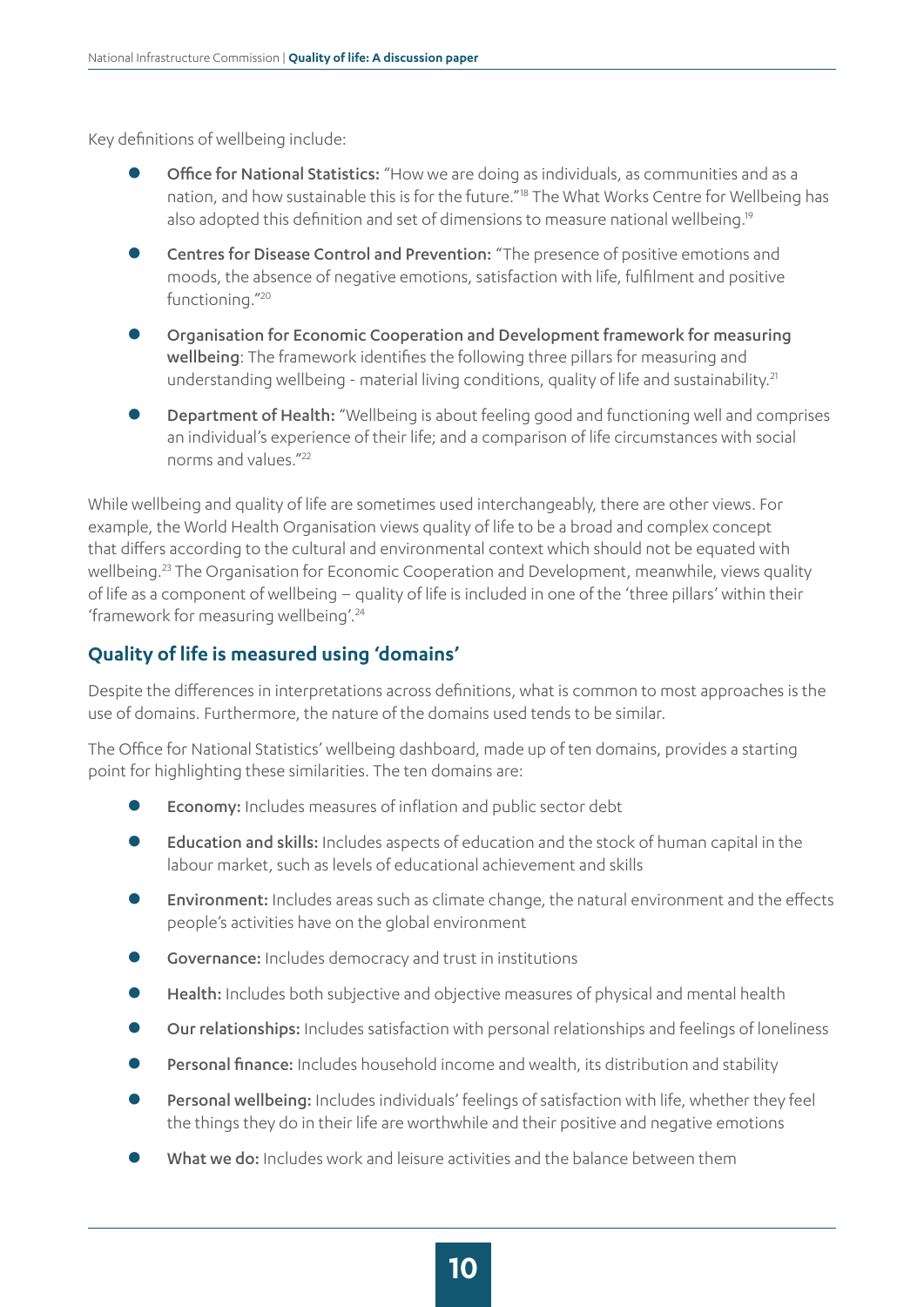Key definitions of wellbeing include:

- **Office for National Statistics:** "How we are doing as individuals, as communities and as a nation, and how sustainable this is for the future."[18] The What Works Centre for Wellbeing has also adopted this definition and set of dimensions to measure national wellbeing.[19]
- **Centres for Disease Control and Prevention:** "The presence of positive emotions and moods, the absence of negative emotions, satisfaction with life, fulfilment and positive functioning."[20]
- **Organisation for Economic Cooperation and Development framework for measuring wellbeing**: The framework identifies the following three pillars for measuring and understanding wellbeing - material living conditions, quality of life and sustainability.[21]
- **Department of Health:** "Wellbeing is about feeling good and functioning well and comprises an individual's experience of their life; and a comparison of life circumstances with social norms and values."[22]

While wellbeing and quality of life are sometimes used interchangeably, there are other views. For example, the World Health Organisation views quality of life to be a broad and complex concept that differs according to the cultural and environmental context which should not be equated with wellbeing.[23] The Organisation for Economic Cooperation and Development, meanwhile, views quality of life as a component of wellbeing – quality of life is included in one of the 'three pillars' within their 'framework for measuring wellbeing'.[24]

## Quality of life is measured using 'domains'

Despite the differences in interpretations across definitions, what is common to most approaches is the use of domains. Furthermore, the nature of the domains used tends to be similar.

The Office for National Statistics' wellbeing dashboard, made up of ten domains, provides a starting point for highlighting these similarities. The ten domains are:

- **Economy:** Includes measures of inflation and public sector debt
- **Education and skills:** Includes aspects of education and the stock of human capital in the labour market, such as levels of educational achievement and skills
- **Environment:** Includes areas such as climate change, the natural environment and the effects people's activities have on the global environment
- **Governance:** Includes democracy and trust in institutions
- **Health:** Includes both subjective and objective measures of physical and mental health
- **Our relationships:** Includes satisfaction with personal relationships and feelings of loneliness
- **Personal finance:** Includes household income and wealth, its distribution and stability
- **Personal wellbeing:** Includes individuals' feelings of satisfaction with life, whether they feel the things they do in their life are worthwhile and their positive and negative emotions
- **What we do:** Includes work and leisure activities and the balance between them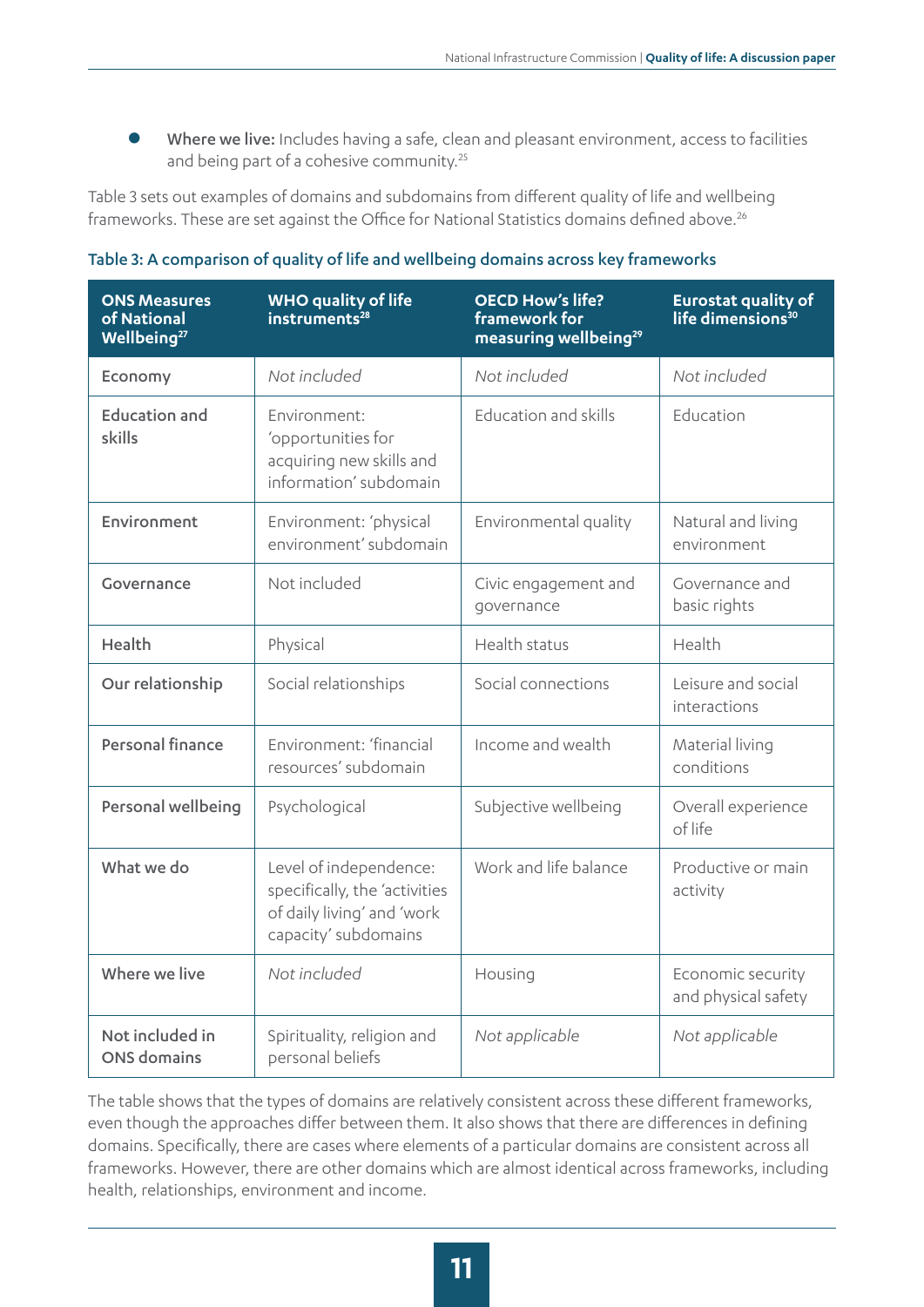- **Where we live:** Includes having a safe, clean and pleasant environment, access to facilities and being part of a cohesive community.[25]

Table 3 sets out examples of domains and subdomains from different quality of life and wellbeing frameworks. These are set against the Office for National Statistics domains defined above.[26]

Table 3: A comparison of quality of life and wellbeing domains across key frameworks

| ONS Measures of National Wellbeing[27] | WHO quality of life instruments[28] | OECD How's life? framework for measuring wellbeing[29] | Eurostat quality of life dimensions[30] |
|---|---|---|---|
| **Economy** | *Not included* | *Not included* | *Not included* |
| **Education and skills** | Environment: 'opportunities for acquiring new skills and information' subdomain | Education and skills | Education |
| **Environment** | Environment: 'physical environment' subdomain | Environmental quality | Natural and living environment |
| **Governance** | Not included | Civic engagement and governance | Governance and basic rights |
| **Health** | Physical | Health status | Health |
| **Our relationship** | Social relationships | Social connections | Leisure and social interactions |
| **Personal finance** | Environment: 'financial resources' subdomain | Income and wealth | Material living conditions |
| **Personal wellbeing** | Psychological | Subjective wellbeing | Overall experience of life |
| **What we do** | Level of independence: specifically, the 'activities of daily living' and 'work capacity' subdomains | Work and life balance | Productive or main activity |
| **Where we live** | *Not included* | Housing | Economic security and physical safety |
| **Not included in ONS domains** | Spirituality, religion and personal beliefs | *Not applicable* | *Not applicable* |

The table shows that the types of domains are relatively consistent across these different frameworks, even though the approaches differ between them. It also shows that there are differences in defining domains. Specifically, there are cases where elements of a particular domains are consistent across all frameworks. However, there are other domains which are almost identical across frameworks, including health, relationships, environment and income.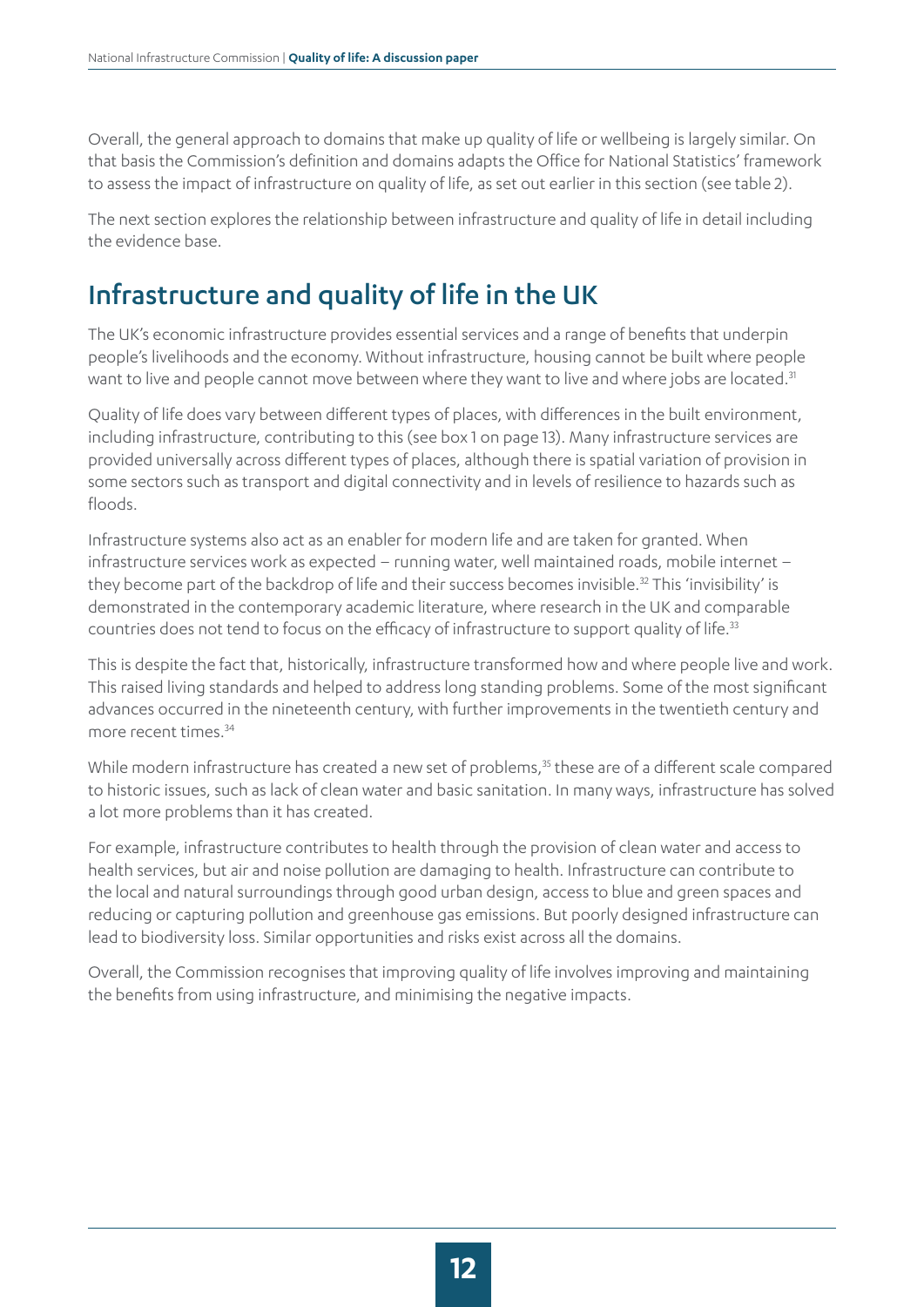Overall, the general approach to domains that make up quality of life or wellbeing is largely similar. On that basis the Commission's definition and domains adapts the Office for National Statistics' framework to assess the impact of infrastructure on quality of life, as set out earlier in this section (see table 2).

The next section explores the relationship between infrastructure and quality of life in detail including the evidence base.

## Infrastructure and quality of life in the UK

The UK's economic infrastructure provides essential services and a range of benefits that underpin people's livelihoods and the economy. Without infrastructure, housing cannot be built where people want to live and people cannot move between where they want to live and where jobs are located.[31]

Quality of life does vary between different types of places, with differences in the built environment, including infrastructure, contributing to this (see box 1 on page 13). Many infrastructure services are provided universally across different types of places, although there is spatial variation of provision in some sectors such as transport and digital connectivity and in levels of resilience to hazards such as floods.

Infrastructure systems also act as an enabler for modern life and are taken for granted. When infrastructure services work as expected – running water, well maintained roads, mobile internet – they become part of the backdrop of life and their success becomes invisible.[32] This 'invisibility' is demonstrated in the contemporary academic literature, where research in the UK and comparable countries does not tend to focus on the efficacy of infrastructure to support quality of life.[33]

This is despite the fact that, historically, infrastructure transformed how and where people live and work. This raised living standards and helped to address long standing problems. Some of the most significant advances occurred in the nineteenth century, with further improvements in the twentieth century and more recent times.[34]

While modern infrastructure has created a new set of problems,[35] these are of a different scale compared to historic issues, such as lack of clean water and basic sanitation. In many ways, infrastructure has solved a lot more problems than it has created.

For example, infrastructure contributes to health through the provision of clean water and access to health services, but air and noise pollution are damaging to health. Infrastructure can contribute to the local and natural surroundings through good urban design, access to blue and green spaces and reducing or capturing pollution and greenhouse gas emissions. But poorly designed infrastructure can lead to biodiversity loss. Similar opportunities and risks exist across all the domains.

Overall, the Commission recognises that improving quality of life involves improving and maintaining the benefits from using infrastructure, and minimising the negative impacts.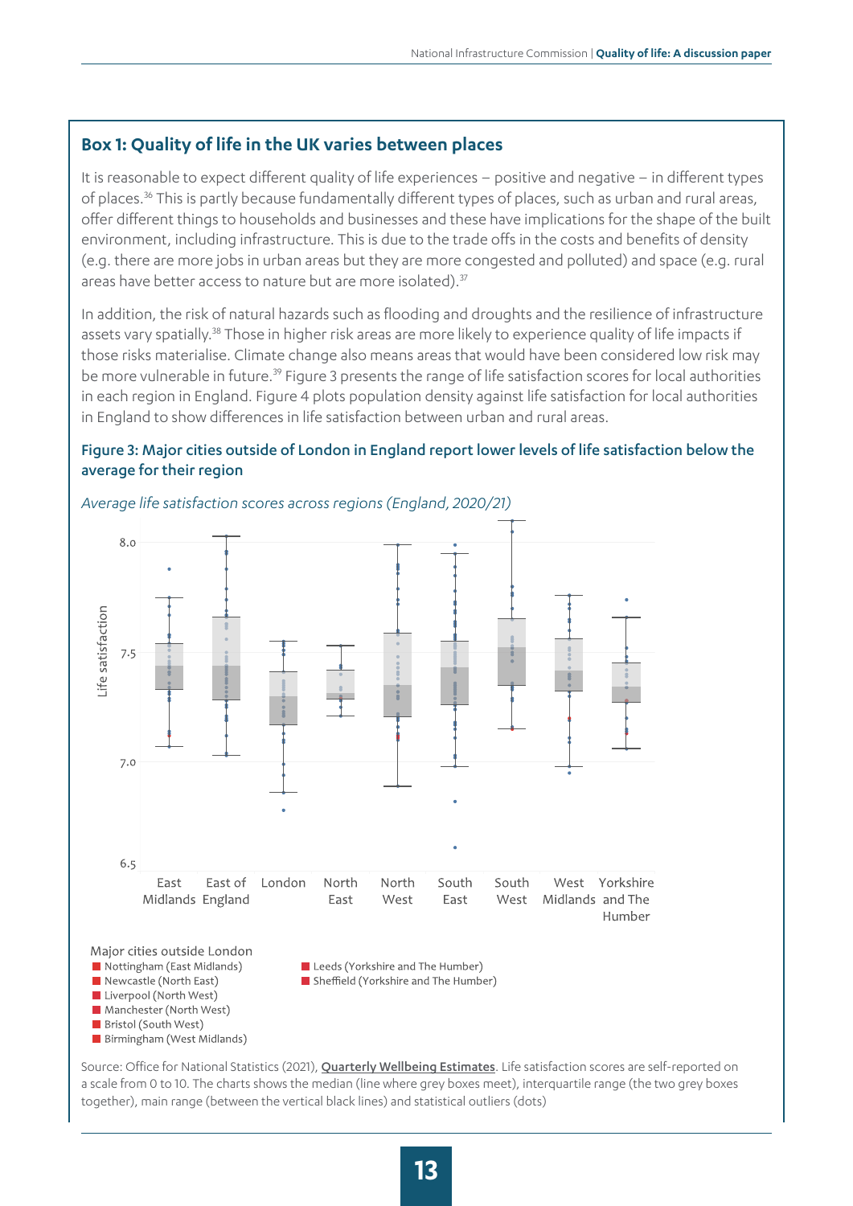## Box 1: Quality of life in the UK varies between places

It is reasonable to expect different quality of life experiences – positive and negative – in different types of places.[36] This is partly because fundamentally different types of places, such as urban and rural areas, offer different things to households and businesses and these have implications for the shape of the built environment, including infrastructure. This is due to the trade offs in the costs and benefits of density (e.g. there are more jobs in urban areas but they are more congested and polluted) and space (e.g. rural areas have better access to nature but are more isolated).[37]

In addition, the risk of natural hazards such as flooding and droughts and the resilience of infrastructure assets vary spatially.[38] Those in higher risk areas are more likely to experience quality of life impacts if those risks materialise. Climate change also means areas that would have been considered low risk may be more vulnerable in future.[39] Figure 3 presents the range of life satisfaction scores for local authorities in each region in England. Figure 4 plots population density against life satisfaction for local authorities in England to show differences in life satisfaction between urban and rural areas.

### Figure 3: Major cities outside of London in England report lower levels of life satisfaction below the average for their region

*Average life satisfaction scores across regions (England, 2020/21)*

Life satisfaction

8.0
7.5
7.0
6.5

East Midlands | East of England | London | North East | North West | South East | South West | West Midlands | Yorkshire and The Humber

Major cities outside London
- Nottingham (East Midlands)
- Newcastle (North East)
- Liverpool (North West)
- Manchester (North West)
- Bristol (South West)
- Birmingham (West Midlands)
- Leeds (Yorkshire and The Humber)
- Sheffield (Yorkshire and The Humber)

Source: Office for National Statistics (2021), **Quarterly Wellbeing Estimates**. Life satisfaction scores are self-reported on a scale from 0 to 10. The charts shows the median (line where grey boxes meet), interquartile range (the two grey boxes together), main range (between the vertical black lines) and statistical outliers (dots)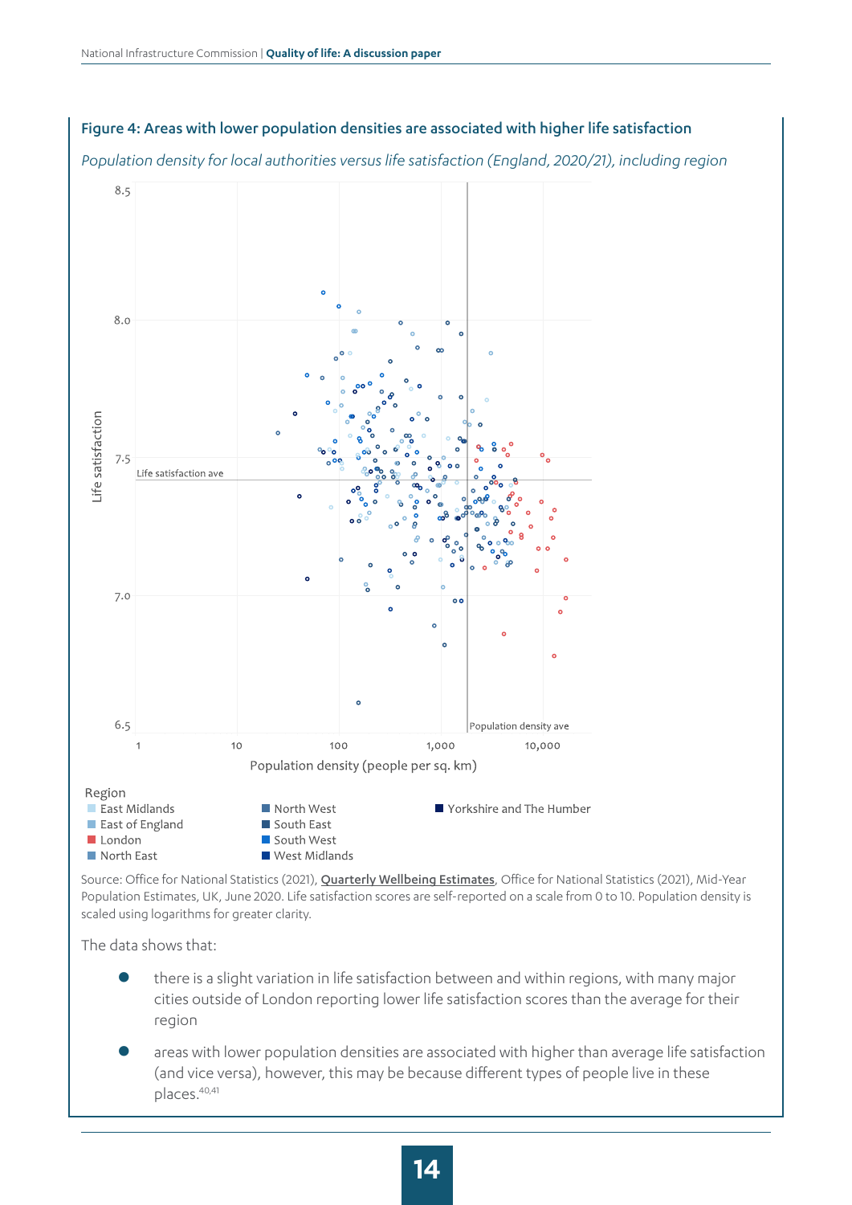### Figure 4: Areas with lower population densities are associated with higher life satisfaction

*Population density for local authorities versus life satisfaction (England, 2020/21), including region*

Region
- East Midlands
- East of England
- London
- North East
- North West
- South East
- South West
- West Midlands
- Yorkshire and The Humber

Source: Office for National Statistics (2021), Quarterly Wellbeing Estimates, Office for National Statistics (2021), Mid-Year Population Estimates, UK, June 2020. Life satisfaction scores are self-reported on a scale from 0 to 10. Population density is scaled using logarithms for greater clarity.

The data shows that:

- there is a slight variation in life satisfaction between and within regions, with many major cities outside of London reporting lower life satisfaction scores than the average for their region
- areas with lower population densities are associated with higher than average life satisfaction (and vice versa), however, this may be because different types of people live in these places.[40,41]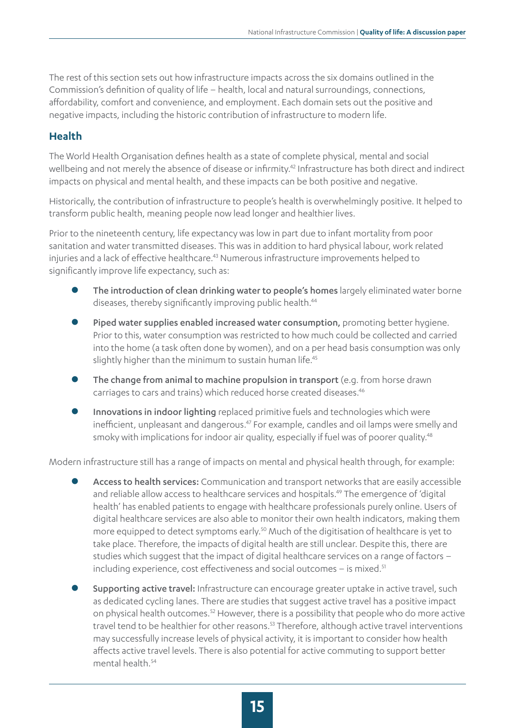The rest of this section sets out how infrastructure impacts across the six domains outlined in the Commission's definition of quality of life – health, local and natural surroundings, connections, affordability, comfort and convenience, and employment. Each domain sets out the positive and negative impacts, including the historic contribution of infrastructure to modern life.

## Health

The World Health Organisation defines health as a state of complete physical, mental and social wellbeing and not merely the absence of disease or infirmity.[42] Infrastructure has both direct and indirect impacts on physical and mental health, and these impacts can be both positive and negative.

Historically, the contribution of infrastructure to people's health is overwhelmingly positive. It helped to transform public health, meaning people now lead longer and healthier lives.

Prior to the nineteenth century, life expectancy was low in part due to infant mortality from poor sanitation and water transmitted diseases. This was in addition to hard physical labour, work related injuries and a lack of effective healthcare.[43] Numerous infrastructure improvements helped to significantly improve life expectancy, such as:

- **The introduction of clean drinking water to people's homes** largely eliminated water borne diseases, thereby significantly improving public health.[44]
- **Piped water supplies enabled increased water consumption,** promoting better hygiene. Prior to this, water consumption was restricted to how much could be collected and carried into the home (a task often done by women), and on a per head basis consumption was only slightly higher than the minimum to sustain human life.[45]
- **The change from animal to machine propulsion in transport** (e.g. from horse drawn carriages to cars and trains) which reduced horse created diseases.[46]
- **Innovations in indoor lighting** replaced primitive fuels and technologies which were inefficient, unpleasant and dangerous.[47] For example, candles and oil lamps were smelly and smoky with implications for indoor air quality, especially if fuel was of poorer quality.[48]

Modern infrastructure still has a range of impacts on mental and physical health through, for example:

- **Access to health services:** Communication and transport networks that are easily accessible and reliable allow access to healthcare services and hospitals.[49] The emergence of 'digital health' has enabled patients to engage with healthcare professionals purely online. Users of digital healthcare services are also able to monitor their own health indicators, making them more equipped to detect symptoms early.[50] Much of the digitisation of healthcare is yet to take place. Therefore, the impacts of digital health are still unclear. Despite this, there are studies which suggest that the impact of digital healthcare services on a range of factors – including experience, cost effectiveness and social outcomes – is mixed.[51]
- **Supporting active travel:** Infrastructure can encourage greater uptake in active travel, such as dedicated cycling lanes. There are studies that suggest active travel has a positive impact on physical health outcomes.[52] However, there is a possibility that people who do more active travel tend to be healthier for other reasons.[53] Therefore, although active travel interventions may successfully increase levels of physical activity, it is important to consider how health affects active travel levels. There is also potential for active commuting to support better mental health.[54]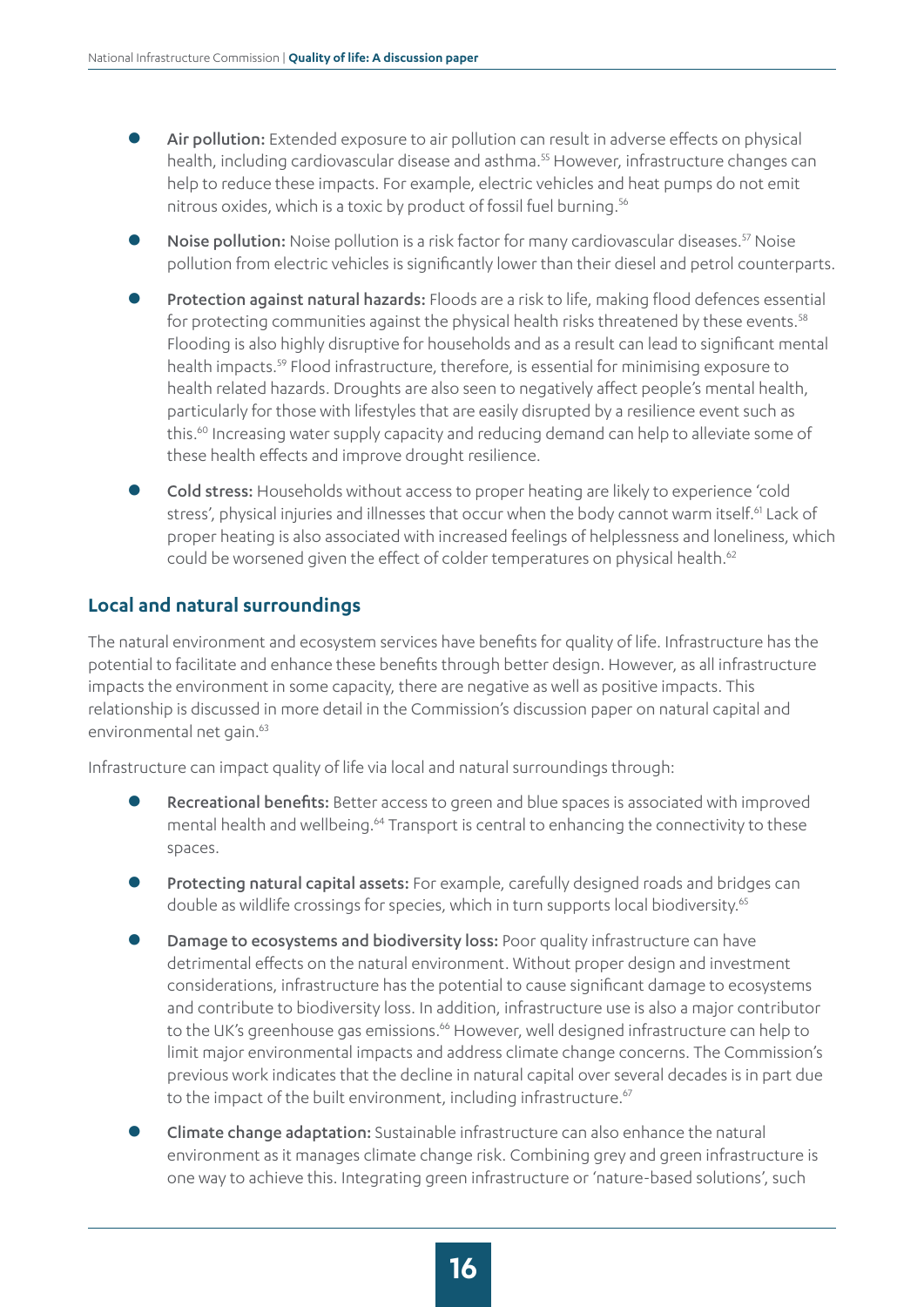- **Air pollution:** Extended exposure to air pollution can result in adverse effects on physical health, including cardiovascular disease and asthma.[55] However, infrastructure changes can help to reduce these impacts. For example, electric vehicles and heat pumps do not emit nitrous oxides, which is a toxic by product of fossil fuel burning.[56]
- **Noise pollution:** Noise pollution is a risk factor for many cardiovascular diseases.[57] Noise pollution from electric vehicles is significantly lower than their diesel and petrol counterparts.
- **Protection against natural hazards:** Floods are a risk to life, making flood defences essential for protecting communities against the physical health risks threatened by these events.[58] Flooding is also highly disruptive for households and as a result can lead to significant mental health impacts.[59] Flood infrastructure, therefore, is essential for minimising exposure to health related hazards. Droughts are also seen to negatively affect people's mental health, particularly for those with lifestyles that are easily disrupted by a resilience event such as this.[60] Increasing water supply capacity and reducing demand can help to alleviate some of these health effects and improve drought resilience.
- **Cold stress:** Households without access to proper heating are likely to experience 'cold stress', physical injuries and illnesses that occur when the body cannot warm itself.[61] Lack of proper heating is also associated with increased feelings of helplessness and loneliness, which could be worsened given the effect of colder temperatures on physical health.[62]

## Local and natural surroundings

The natural environment and ecosystem services have benefits for quality of life. Infrastructure has the potential to facilitate and enhance these benefits through better design. However, as all infrastructure impacts the environment in some capacity, there are negative as well as positive impacts. This relationship is discussed in more detail in the Commission's discussion paper on natural capital and environmental net gain.[63]

Infrastructure can impact quality of life via local and natural surroundings through:

- **Recreational benefits:** Better access to green and blue spaces is associated with improved mental health and wellbeing.[64] Transport is central to enhancing the connectivity to these spaces.
- **Protecting natural capital assets:** For example, carefully designed roads and bridges can double as wildlife crossings for species, which in turn supports local biodiversity.[65]
- **Damage to ecosystems and biodiversity loss:** Poor quality infrastructure can have detrimental effects on the natural environment. Without proper design and investment considerations, infrastructure has the potential to cause significant damage to ecosystems and contribute to biodiversity loss. In addition, infrastructure use is also a major contributor to the UK's greenhouse gas emissions.[66] However, well designed infrastructure can help to limit major environmental impacts and address climate change concerns. The Commission's previous work indicates that the decline in natural capital over several decades is in part due to the impact of the built environment, including infrastructure.[67]
- **Climate change adaptation:** Sustainable infrastructure can also enhance the natural environment as it manages climate change risk. Combining grey and green infrastructure is one way to achieve this. Integrating green infrastructure or 'nature-based solutions', such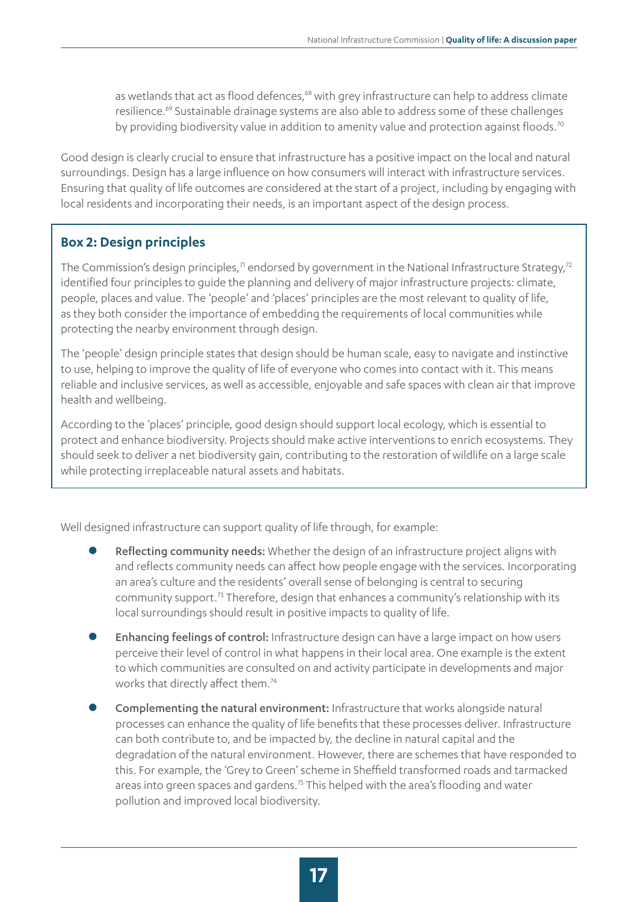as wetlands that act as flood defences,[68] with grey infrastructure can help to address climate resilience.[69] Sustainable drainage systems are also able to address some of these challenges by providing biodiversity value in addition to amenity value and protection against floods.[70]

Good design is clearly crucial to ensure that infrastructure has a positive impact on the local and natural surroundings. Design has a large influence on how consumers will interact with infrastructure services. Ensuring that quality of life outcomes are considered at the start of a project, including by engaging with local residents and incorporating their needs, is an important aspect of the design process.

### Box 2: Design principles

The Commission's design principles,[71] endorsed by government in the National Infrastructure Strategy,[72] identified four principles to guide the planning and delivery of major infrastructure projects: climate, people, places and value. The 'people' and 'places' principles are the most relevant to quality of life, as they both consider the importance of embedding the requirements of local communities while protecting the nearby environment through design.

The 'people' design principle states that design should be human scale, easy to navigate and instinctive to use, helping to improve the quality of life of everyone who comes into contact with it. This means reliable and inclusive services, as well as accessible, enjoyable and safe spaces with clean air that improve health and wellbeing.

According to the 'places' principle, good design should support local ecology, which is essential to protect and enhance biodiversity. Projects should make active interventions to enrich ecosystems. They should seek to deliver a net biodiversity gain, contributing to the restoration of wildlife on a large scale while protecting irreplaceable natural assets and habitats.

Well designed infrastructure can support quality of life through, for example:

- **Reflecting community needs:** Whether the design of an infrastructure project aligns with and reflects community needs can affect how people engage with the services. Incorporating an area's culture and the residents' overall sense of belonging is central to securing community support.[73] Therefore, design that enhances a community's relationship with its local surroundings should result in positive impacts to quality of life.
- **Enhancing feelings of control:** Infrastructure design can have a large impact on how users perceive their level of control in what happens in their local area. One example is the extent to which communities are consulted on and activity participate in developments and major works that directly affect them.[74]
- **Complementing the natural environment:** Infrastructure that works alongside natural processes can enhance the quality of life benefits that these processes deliver. Infrastructure can both contribute to, and be impacted by, the decline in natural capital and the degradation of the natural environment. However, there are schemes that have responded to this. For example, the 'Grey to Green' scheme in Sheffield transformed roads and tarmacked areas into green spaces and gardens.[75] This helped with the area's flooding and water pollution and improved local biodiversity.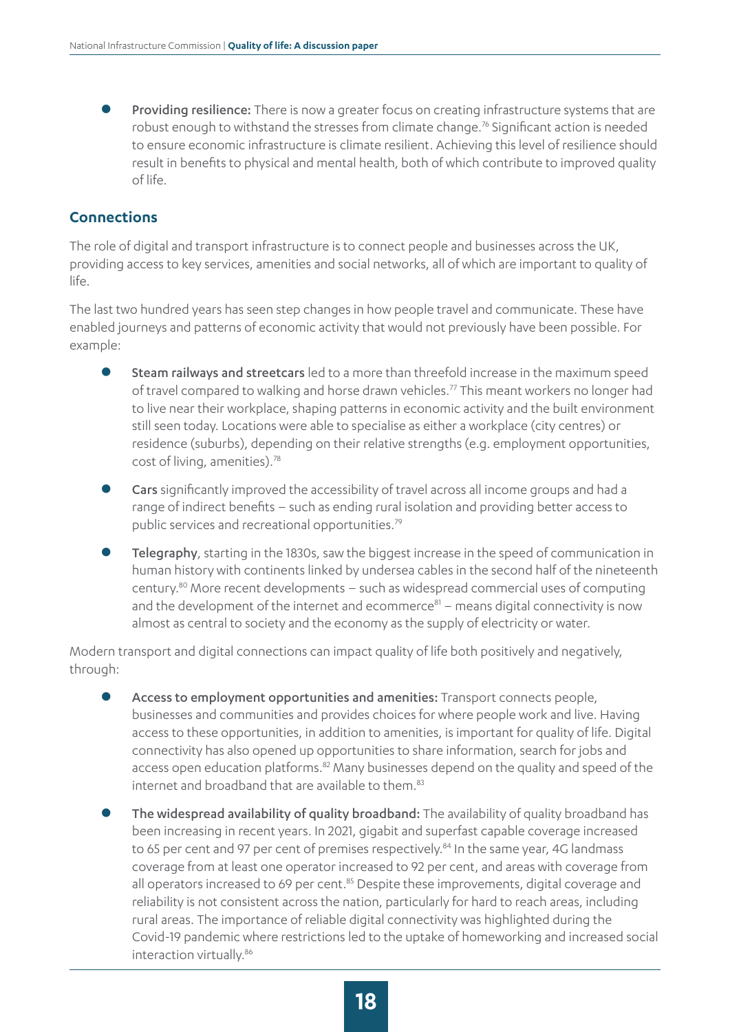- **Providing resilience:** There is now a greater focus on creating infrastructure systems that are robust enough to withstand the stresses from climate change.[76] Significant action is needed to ensure economic infrastructure is climate resilient. Achieving this level of resilience should result in benefits to physical and mental health, both of which contribute to improved quality of life.

## Connections

The role of digital and transport infrastructure is to connect people and businesses across the UK, providing access to key services, amenities and social networks, all of which are important to quality of life.

The last two hundred years has seen step changes in how people travel and communicate. These have enabled journeys and patterns of economic activity that would not previously have been possible. For example:

- **Steam railways and streetcars** led to a more than threefold increase in the maximum speed of travel compared to walking and horse drawn vehicles.[77] This meant workers no longer had to live near their workplace, shaping patterns in economic activity and the built environment still seen today. Locations were able to specialise as either a workplace (city centres) or residence (suburbs), depending on their relative strengths (e.g. employment opportunities, cost of living, amenities).[78]

- **Cars** significantly improved the accessibility of travel across all income groups and had a range of indirect benefits – such as ending rural isolation and providing better access to public services and recreational opportunities.[79]

- **Telegraphy**, starting in the 1830s, saw the biggest increase in the speed of communication in human history with continents linked by undersea cables in the second half of the nineteenth century.[80] More recent developments – such as widespread commercial uses of computing and the development of the internet and ecommerce[81] – means digital connectivity is now almost as central to society and the economy as the supply of electricity or water.

Modern transport and digital connections can impact quality of life both positively and negatively, through:

- **Access to employment opportunities and amenities:** Transport connects people, businesses and communities and provides choices for where people work and live. Having access to these opportunities, in addition to amenities, is important for quality of life. Digital connectivity has also opened up opportunities to share information, search for jobs and access open education platforms.[82] Many businesses depend on the quality and speed of the internet and broadband that are available to them.[83]

- **The widespread availability of quality broadband:** The availability of quality broadband has been increasing in recent years. In 2021, gigabit and superfast capable coverage increased to 65 per cent and 97 per cent of premises respectively.[84] In the same year, 4G landmass coverage from at least one operator increased to 92 per cent, and areas with coverage from all operators increased to 69 per cent.[85] Despite these improvements, digital coverage and reliability is not consistent across the nation, particularly for hard to reach areas, including rural areas. The importance of reliable digital connectivity was highlighted during the Covid-19 pandemic where restrictions led to the uptake of homeworking and increased social interaction virtually.[86]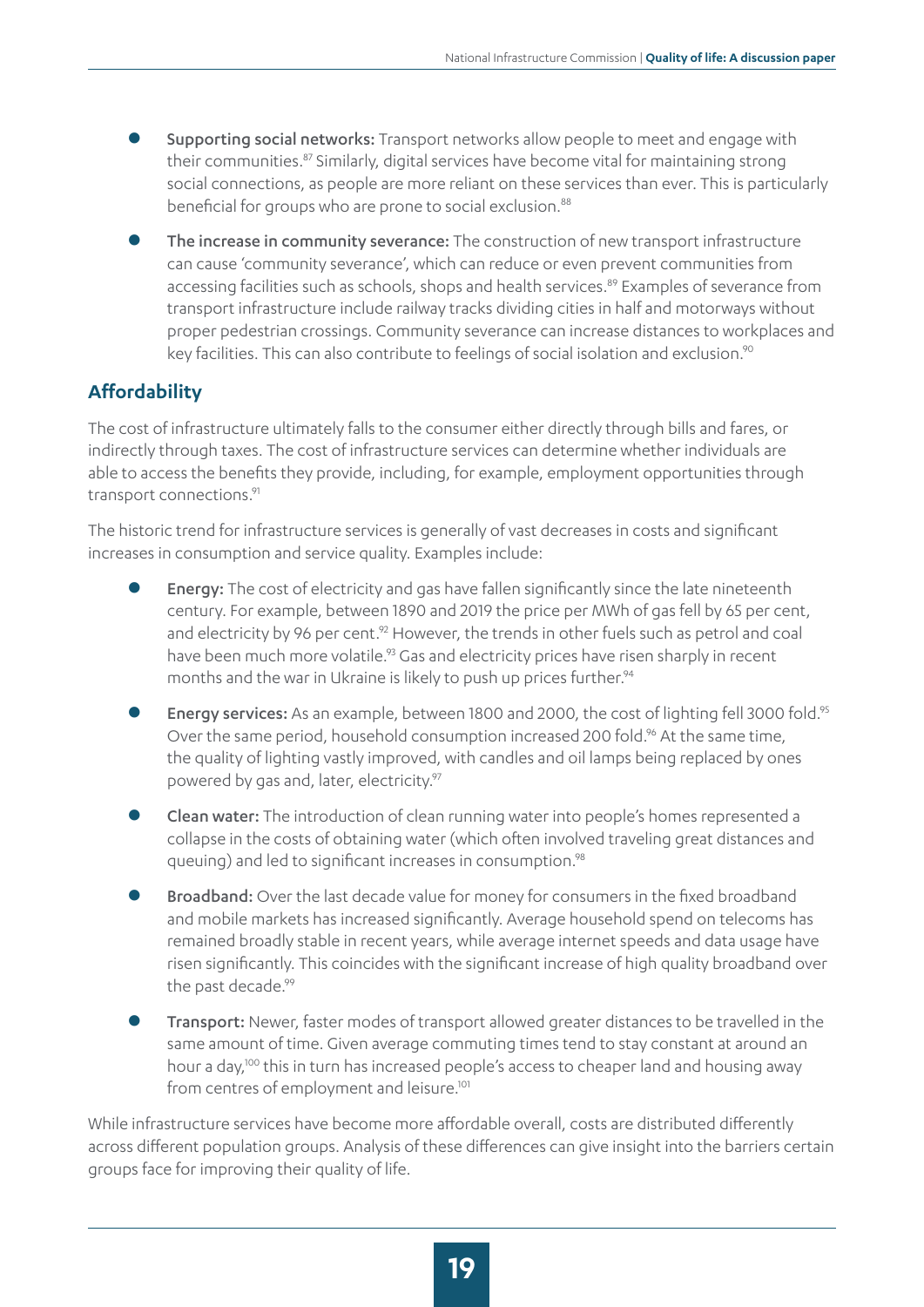- **Supporting social networks:** Transport networks allow people to meet and engage with their communities.[87] Similarly, digital services have become vital for maintaining strong social connections, as people are more reliant on these services than ever. This is particularly beneficial for groups who are prone to social exclusion.[88]
- **The increase in community severance:** The construction of new transport infrastructure can cause 'community severance', which can reduce or even prevent communities from accessing facilities such as schools, shops and health services.[89] Examples of severance from transport infrastructure include railway tracks dividing cities in half and motorways without proper pedestrian crossings. Community severance can increase distances to workplaces and key facilities. This can also contribute to feelings of social isolation and exclusion.[90]

## Affordability

The cost of infrastructure ultimately falls to the consumer either directly through bills and fares, or indirectly through taxes. The cost of infrastructure services can determine whether individuals are able to access the benefits they provide, including, for example, employment opportunities through transport connections.[91]

The historic trend for infrastructure services is generally of vast decreases in costs and significant increases in consumption and service quality. Examples include:

- **Energy:** The cost of electricity and gas have fallen significantly since the late nineteenth century. For example, between 1890 and 2019 the price per MWh of gas fell by 65 per cent, and electricity by 96 per cent.[92] However, the trends in other fuels such as petrol and coal have been much more volatile.[93] Gas and electricity prices have risen sharply in recent months and the war in Ukraine is likely to push up prices further.[94]
- **Energy services:** As an example, between 1800 and 2000, the cost of lighting fell 3000 fold.[95] Over the same period, household consumption increased 200 fold.[96] At the same time, the quality of lighting vastly improved, with candles and oil lamps being replaced by ones powered by gas and, later, electricity.[97]
- **Clean water:** The introduction of clean running water into people's homes represented a collapse in the costs of obtaining water (which often involved traveling great distances and queuing) and led to significant increases in consumption.[98]
- **Broadband:** Over the last decade value for money for consumers in the fixed broadband and mobile markets has increased significantly. Average household spend on telecoms has remained broadly stable in recent years, while average internet speeds and data usage have risen significantly. This coincides with the significant increase of high quality broadband over the past decade.[99]
- **Transport:** Newer, faster modes of transport allowed greater distances to be travelled in the same amount of time. Given average commuting times tend to stay constant at around an hour a day,[100] this in turn has increased people's access to cheaper land and housing away from centres of employment and leisure.[101]

While infrastructure services have become more affordable overall, costs are distributed differently across different population groups. Analysis of these differences can give insight into the barriers certain groups face for improving their quality of life.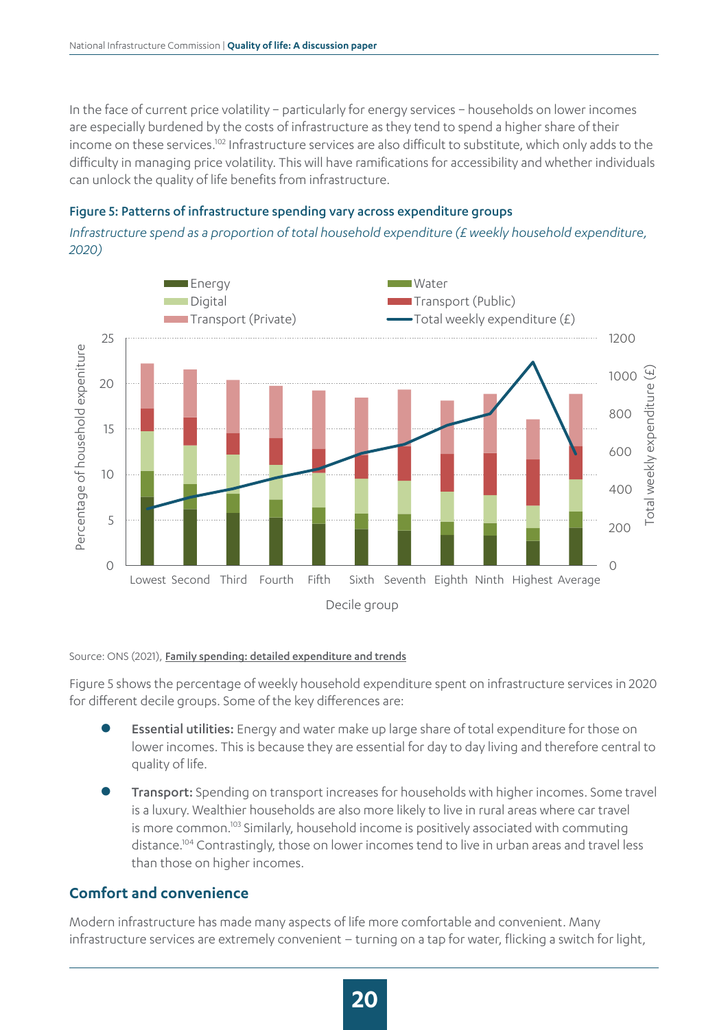In the face of current price volatility – particularly for energy services – households on lower incomes are especially burdened by the costs of infrastructure as they tend to spend a higher share of their income on these services.[102] Infrastructure services are also difficult to substitute, which only adds to the difficulty in managing price volatility. This will have ramifications for accessibility and whether individuals can unlock the quality of life benefits from infrastructure.

**Figure 5: Patterns of infrastructure spending vary across expenditure groups**

*Infrastructure spend as a proportion of total household expenditure (£ weekly household expenditure, 2020)*

Source: ONS (2021), Family spending: detailed expenditure and trends

Figure 5 shows the percentage of weekly household expenditure spent on infrastructure services in 2020 for different decile groups. Some of the key differences are:

- **Essential utilities:** Energy and water make up large share of total expenditure for those on lower incomes. This is because they are essential for day to day living and therefore central to quality of life.
- **Transport:** Spending on transport increases for households with higher incomes. Some travel is a luxury. Wealthier households are also more likely to live in rural areas where car travel is more common.[103] Similarly, household income is positively associated with commuting distance.[104] Contrastingly, those on lower incomes tend to live in urban areas and travel less than those on higher incomes.

## Comfort and convenience

Modern infrastructure has made many aspects of life more comfortable and convenient. Many infrastructure services are extremely convenient – turning on a tap for water, flicking a switch for light,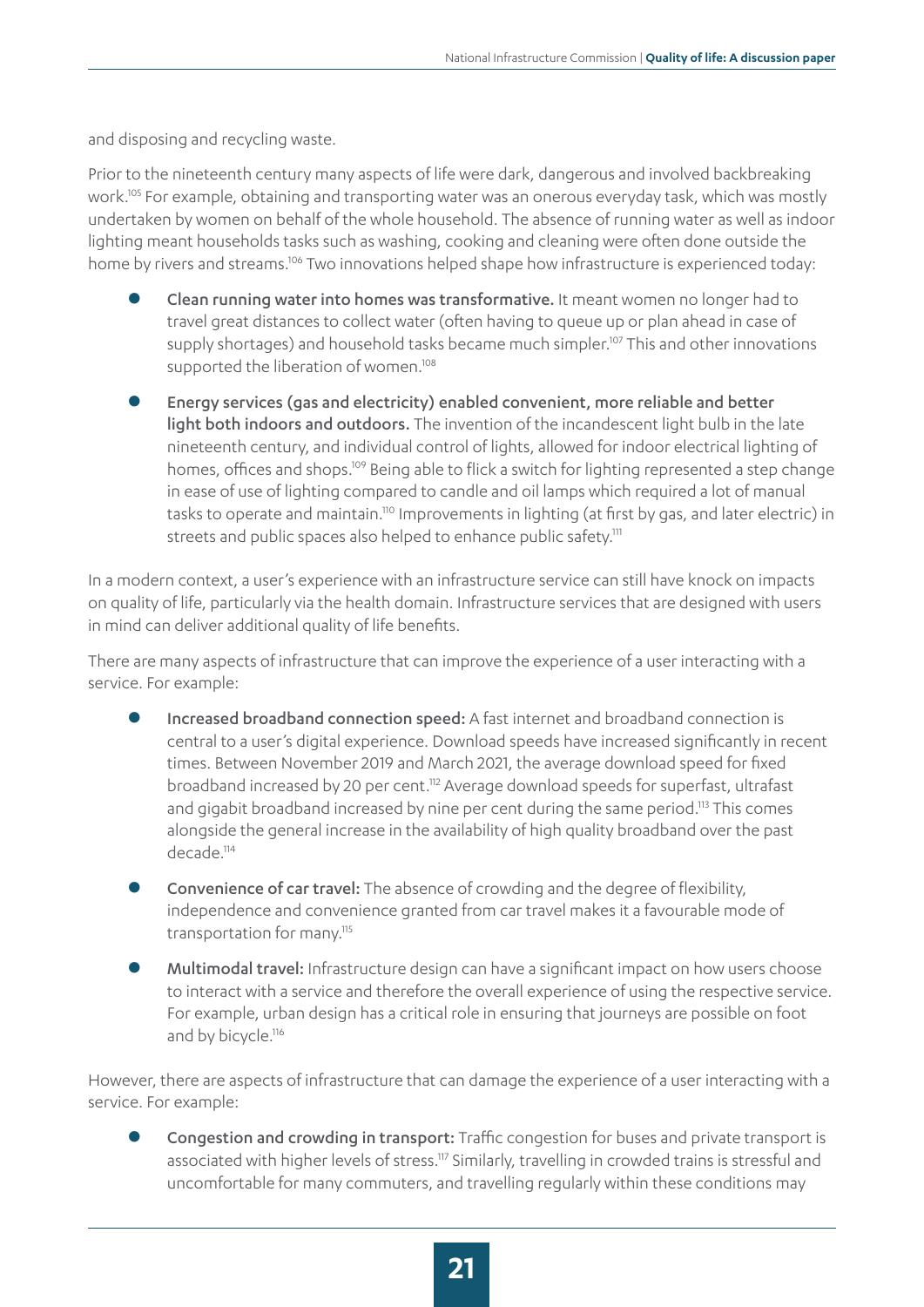and disposing and recycling waste.

Prior to the nineteenth century many aspects of life were dark, dangerous and involved backbreaking work.[105] For example, obtaining and transporting water was an onerous everyday task, which was mostly undertaken by women on behalf of the whole household. The absence of running water as well as indoor lighting meant households tasks such as washing, cooking and cleaning were often done outside the home by rivers and streams.[106] Two innovations helped shape how infrastructure is experienced today:

- **Clean running water into homes was transformative.** It meant women no longer had to travel great distances to collect water (often having to queue up or plan ahead in case of supply shortages) and household tasks became much simpler.[107] This and other innovations supported the liberation of women.[108]
- **Energy services (gas and electricity) enabled convenient, more reliable and better light both indoors and outdoors.** The invention of the incandescent light bulb in the late nineteenth century, and individual control of lights, allowed for indoor electrical lighting of homes, offices and shops.[109] Being able to flick a switch for lighting represented a step change in ease of use of lighting compared to candle and oil lamps which required a lot of manual tasks to operate and maintain.[110] Improvements in lighting (at first by gas, and later electric) in streets and public spaces also helped to enhance public safety.[111]

In a modern context, a user's experience with an infrastructure service can still have knock on impacts on quality of life, particularly via the health domain. Infrastructure services that are designed with users in mind can deliver additional quality of life benefits.

There are many aspects of infrastructure that can improve the experience of a user interacting with a service. For example:

- **Increased broadband connection speed:** A fast internet and broadband connection is central to a user's digital experience. Download speeds have increased significantly in recent times. Between November 2019 and March 2021, the average download speed for fixed broadband increased by 20 per cent.[112] Average download speeds for superfast, ultrafast and gigabit broadband increased by nine per cent during the same period.[113] This comes alongside the general increase in the availability of high quality broadband over the past decade.[114]
- **Convenience of car travel:** The absence of crowding and the degree of flexibility, independence and convenience granted from car travel makes it a favourable mode of transportation for many.[115]
- **Multimodal travel:** Infrastructure design can have a significant impact on how users choose to interact with a service and therefore the overall experience of using the respective service. For example, urban design has a critical role in ensuring that journeys are possible on foot and by bicycle.[116]

However, there are aspects of infrastructure that can damage the experience of a user interacting with a service. For example:

- **Congestion and crowding in transport:** Traffic congestion for buses and private transport is associated with higher levels of stress.[117] Similarly, travelling in crowded trains is stressful and uncomfortable for many commuters, and travelling regularly within these conditions may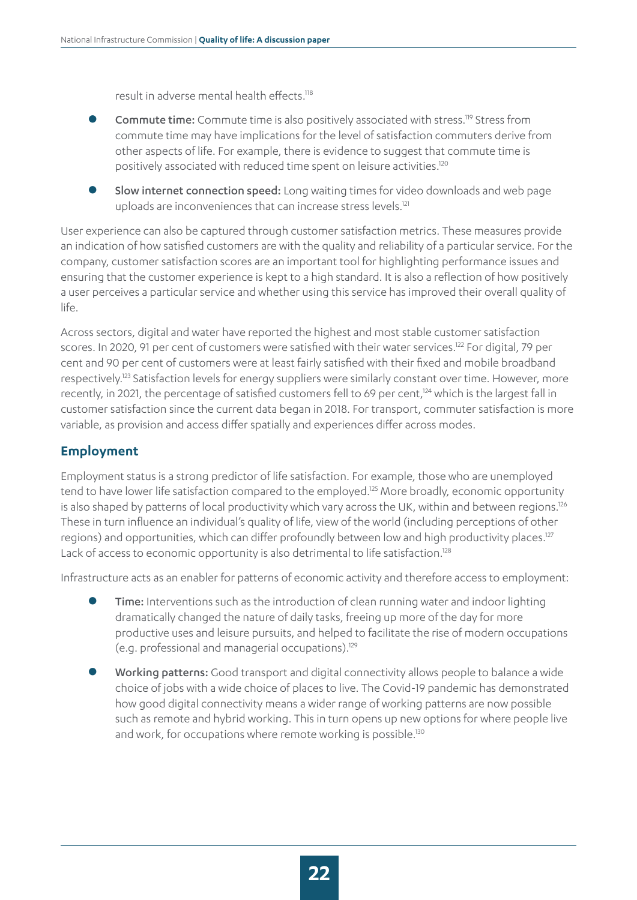result in adverse mental health effects.[118]

- **Commute time:** Commute time is also positively associated with stress.[119] Stress from commute time may have implications for the level of satisfaction commuters derive from other aspects of life. For example, there is evidence to suggest that commute time is positively associated with reduced time spent on leisure activities.[120]
- **Slow internet connection speed:** Long waiting times for video downloads and web page uploads are inconveniences that can increase stress levels.[121]

User experience can also be captured through customer satisfaction metrics. These measures provide an indication of how satisfied customers are with the quality and reliability of a particular service. For the company, customer satisfaction scores are an important tool for highlighting performance issues and ensuring that the customer experience is kept to a high standard. It is also a reflection of how positively a user perceives a particular service and whether using this service has improved their overall quality of life.

Across sectors, digital and water have reported the highest and most stable customer satisfaction scores. In 2020, 91 per cent of customers were satisfied with their water services.[122] For digital, 79 per cent and 90 per cent of customers were at least fairly satisfied with their fixed and mobile broadband respectively.[123] Satisfaction levels for energy suppliers were similarly constant over time. However, more recently, in 2021, the percentage of satisfied customers fell to 69 per cent,[124] which is the largest fall in customer satisfaction since the current data began in 2018. For transport, commuter satisfaction is more variable, as provision and access differ spatially and experiences differ across modes.

## Employment

Employment status is a strong predictor of life satisfaction. For example, those who are unemployed tend to have lower life satisfaction compared to the employed.[125] More broadly, economic opportunity is also shaped by patterns of local productivity which vary across the UK, within and between regions.[126] These in turn influence an individual's quality of life, view of the world (including perceptions of other regions) and opportunities, which can differ profoundly between low and high productivity places.[127] Lack of access to economic opportunity is also detrimental to life satisfaction.[128]

Infrastructure acts as an enabler for patterns of economic activity and therefore access to employment:

- **Time:** Interventions such as the introduction of clean running water and indoor lighting dramatically changed the nature of daily tasks, freeing up more of the day for more productive uses and leisure pursuits, and helped to facilitate the rise of modern occupations (e.g. professional and managerial occupations).[129]
- **Working patterns:** Good transport and digital connectivity allows people to balance a wide choice of jobs with a wide choice of places to live. The Covid-19 pandemic has demonstrated how good digital connectivity means a wider range of working patterns are now possible such as remote and hybrid working. This in turn opens up new options for where people live and work, for occupations where remote working is possible.[130]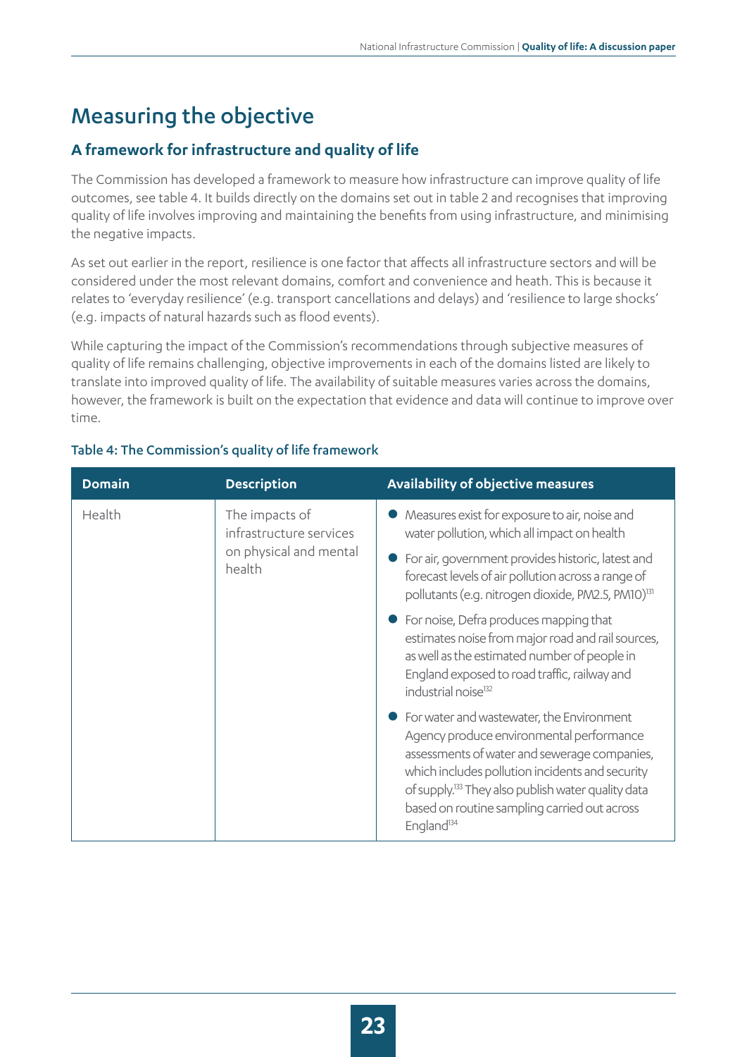## Measuring the objective

### A framework for infrastructure and quality of life

The Commission has developed a framework to measure how infrastructure can improve quality of life outcomes, see table 4. It builds directly on the domains set out in table 2 and recognises that improving quality of life involves improving and maintaining the benefits from using infrastructure, and minimising the negative impacts.

As set out earlier in the report, resilience is one factor that affects all infrastructure sectors and will be considered under the most relevant domains, comfort and convenience and heath. This is because it relates to 'everyday resilience' (e.g. transport cancellations and delays) and 'resilience to large shocks' (e.g. impacts of natural hazards such as flood events).

While capturing the impact of the Commission's recommendations through subjective measures of quality of life remains challenging, objective improvements in each of the domains listed are likely to translate into improved quality of life. The availability of suitable measures varies across the domains, however, the framework is built on the expectation that evidence and data will continue to improve over time.

**Table 4: The Commission's quality of life framework**

| Domain | Description | Availability of objective measures |
|---|---|---|
| Health | The impacts of infrastructure services on physical and mental health | • Measures exist for exposure to air, noise and water pollution, which all impact on health<br>• For air, government provides historic, latest and forecast levels of air pollution across a range of pollutants (e.g. nitrogen dioxide, PM2.5, PM10)[131]<br>• For noise, Defra produces mapping that estimates noise from major road and rail sources, as well as the estimated number of people in England exposed to road traffic, railway and industrial noise[132]<br>• For water and wastewater, the Environment Agency produce environmental performance assessments of water and sewerage companies, which includes pollution incidents and security of supply.[133] They also publish water quality data based on routine sampling carried out across England[134] |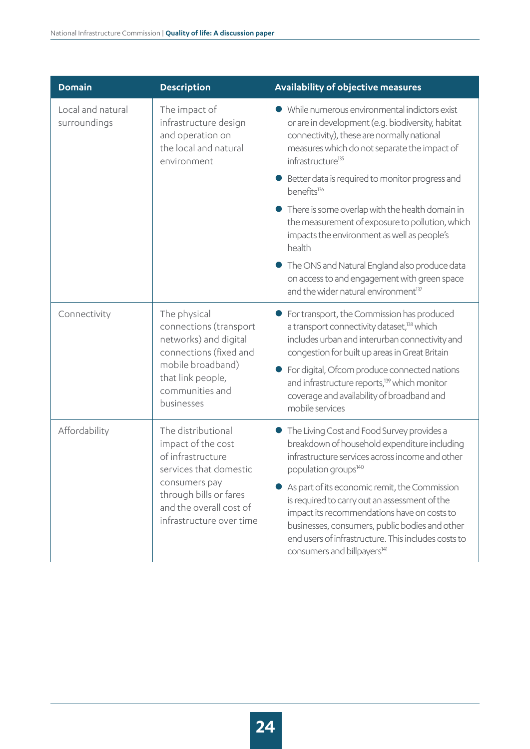| Domain | Description | Availability of objective measures |
|---|---|---|
| Local and natural surroundings | The impact of infrastructure design and operation on the local and natural environment | • While numerous environmental indictors exist or are in development (e.g. biodiversity, habitat connectivity), these are normally national measures which do not separate the impact of infrastructure[135] <br> • Better data is required to monitor progress and benefits[136] <br> • There is some overlap with the health domain in the measurement of exposure to pollution, which impacts the environment as well as people's health <br> • The ONS and Natural England also produce data on access to and engagement with green space and the wider natural environment[137] |
| Connectivity | The physical connections (transport networks) and digital connections (fixed and mobile broadband) that link people, communities and businesses | • For transport, the Commission has produced a transport connectivity dataset,[138] which includes urban and interurban connectivity and congestion for built up areas in Great Britain <br> • For digital, Ofcom produce connected nations and infrastructure reports,[139] which monitor coverage and availability of broadband and mobile services |
| Affordability | The distributional impact of the cost of infrastructure services that domestic consumers pay through bills or fares and the overall cost of infrastructure over time | • The Living Cost and Food Survey provides a breakdown of household expenditure including infrastructure services across income and other population groups[140] <br> • As part of its economic remit, the Commission is required to carry out an assessment of the impact its recommendations have on costs to businesses, consumers, public bodies and other end users of infrastructure. This includes costs to consumers and billpayers[141] |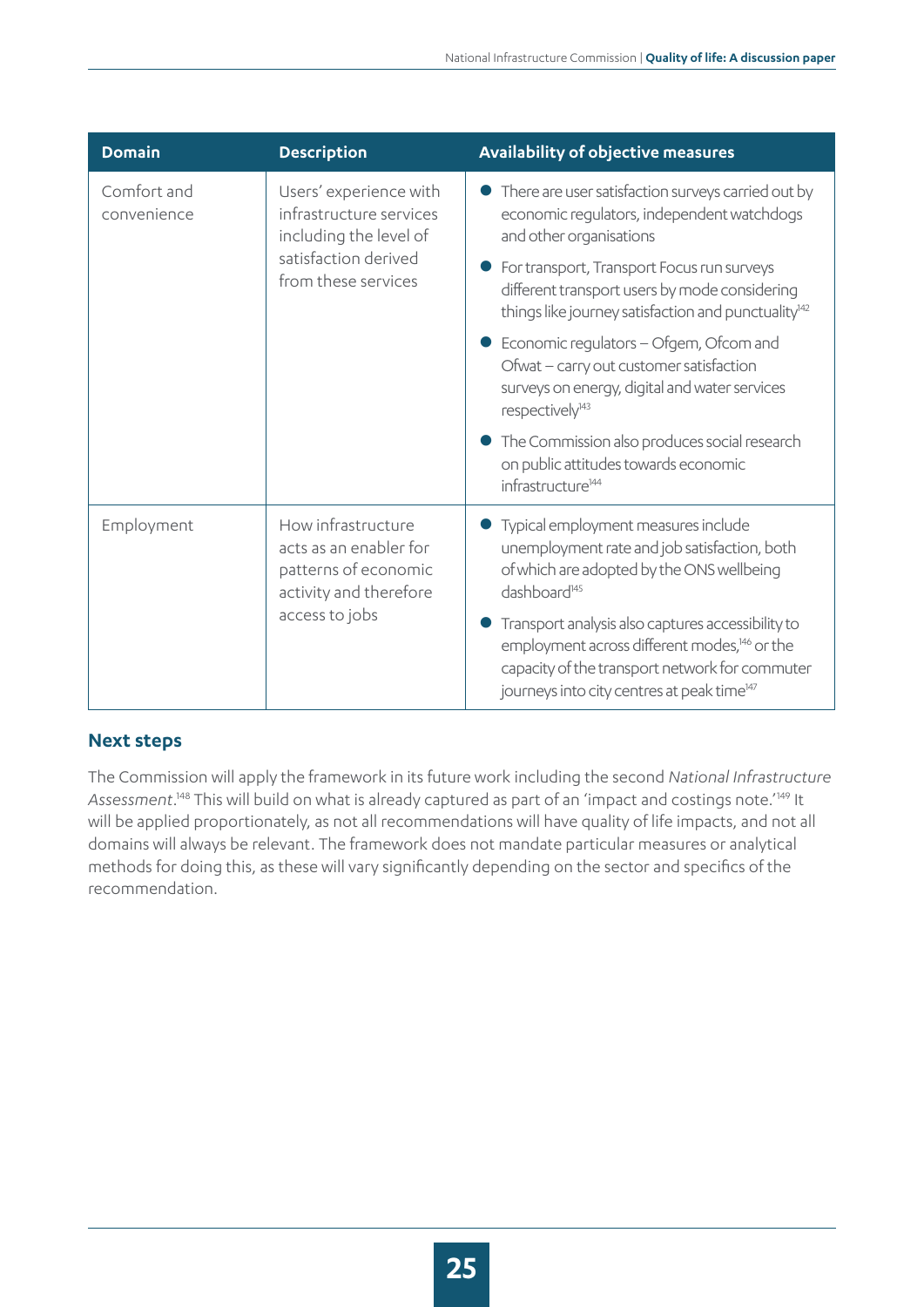| Domain | Description | Availability of objective measures |
| --- | --- | --- |
| Comfort and convenience | Users' experience with infrastructure services including the level of satisfaction derived from these services | • There are user satisfaction surveys carried out by economic regulators, independent watchdogs and other organisations<br>• For transport, Transport Focus run surveys different transport users by mode considering things like journey satisfaction and punctuality[142]<br>• Economic regulators – Ofgem, Ofcom and Ofwat – carry out customer satisfaction surveys on energy, digital and water services respectively[143]<br>• The Commission also produces social research on public attitudes towards economic infrastructure[144] |
| Employment | How infrastructure acts as an enabler for patterns of economic activity and therefore access to jobs | • Typical employment measures include unemployment rate and job satisfaction, both of which are adopted by the ONS wellbeing dashboard[145]<br>• Transport analysis also captures accessibility to employment across different modes,[146] or the capacity of the transport network for commuter journeys into city centres at peak time[147] |

## Next steps

The Commission will apply the framework in its future work including the second *National Infrastructure Assessment*.[148] This will build on what is already captured as part of an 'impact and costings note.'[149] It will be applied proportionately, as not all recommendations will have quality of life impacts, and not all domains will always be relevant. The framework does not mandate particular measures or analytical methods for doing this, as these will vary significantly depending on the sector and specifics of the recommendation.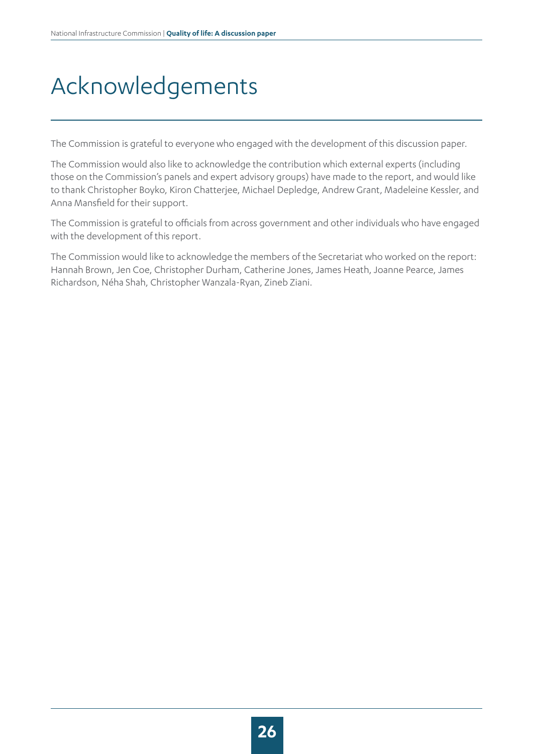# Acknowledgements

The Commission is grateful to everyone who engaged with the development of this discussion paper.

The Commission would also like to acknowledge the contribution which external experts (including those on the Commission's panels and expert advisory groups) have made to the report, and would like to thank Christopher Boyko, Kiron Chatterjee, Michael Depledge, Andrew Grant, Madeleine Kessler, and Anna Mansfield for their support.

The Commission is grateful to officials from across government and other individuals who have engaged with the development of this report.

The Commission would like to acknowledge the members of the Secretariat who worked on the report: Hannah Brown, Jen Coe, Christopher Durham, Catherine Jones, James Heath, Joanne Pearce, James Richardson, Néha Shah, Christopher Wanzala-Ryan, Zineb Ziani.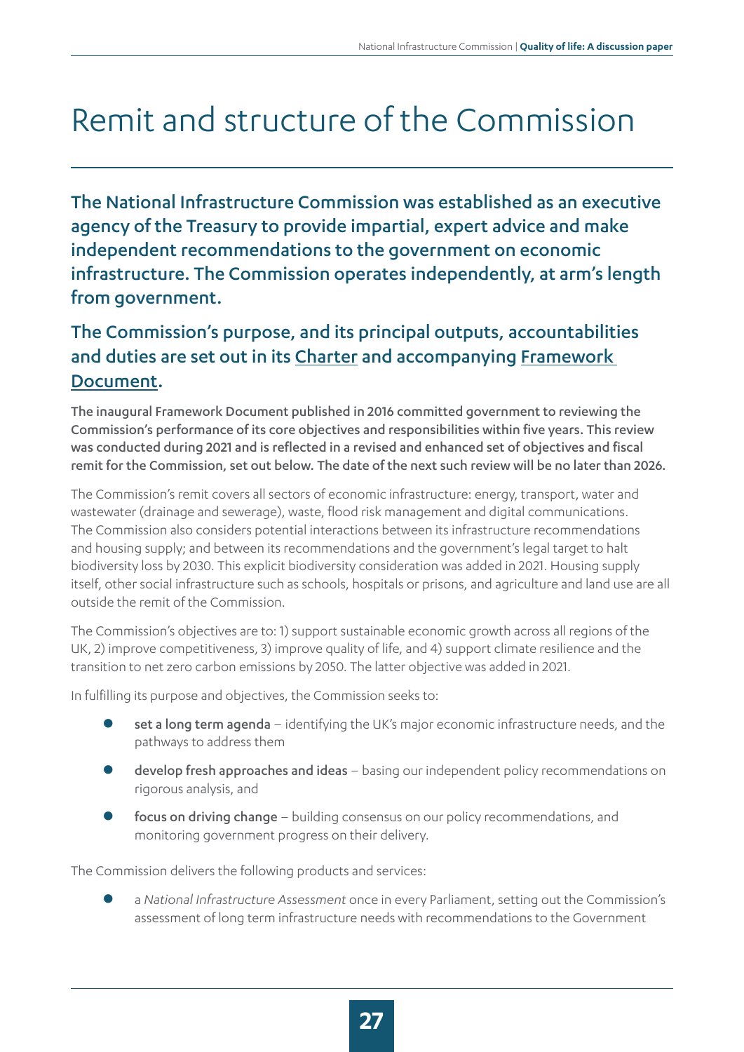# Remit and structure of the Commission

**The National Infrastructure Commission was established as an executive agency of the Treasury to provide impartial, expert advice and make independent recommendations to the government on economic infrastructure. The Commission operates independently, at arm's length from government.**

**The Commission's purpose, and its principal outputs, accountabilities and duties are set out in its Charter and accompanying Framework Document.**

**The inaugural Framework Document published in 2016 committed government to reviewing the Commission's performance of its core objectives and responsibilities within five years. This review was conducted during 2021 and is reflected in a revised and enhanced set of objectives and fiscal remit for the Commission, set out below. The date of the next such review will be no later than 2026.**

The Commission's remit covers all sectors of economic infrastructure: energy, transport, water and wastewater (drainage and sewerage), waste, flood risk management and digital communications. The Commission also considers potential interactions between its infrastructure recommendations and housing supply; and between its recommendations and the government's legal target to halt biodiversity loss by 2030. This explicit biodiversity consideration was added in 2021. Housing supply itself, other social infrastructure such as schools, hospitals or prisons, and agriculture and land use are all outside the remit of the Commission.

The Commission's objectives are to: 1) support sustainable economic growth across all regions of the UK, 2) improve competitiveness, 3) improve quality of life, and 4) support climate resilience and the transition to net zero carbon emissions by 2050. The latter objective was added in 2021.

In fulfilling its purpose and objectives, the Commission seeks to:

- **set a long term agenda** – identifying the UK's major economic infrastructure needs, and the pathways to address them
- **develop fresh approaches and ideas** – basing our independent policy recommendations on rigorous analysis, and
- **focus on driving change** – building consensus on our policy recommendations, and monitoring government progress on their delivery.

The Commission delivers the following products and services:

- a *National Infrastructure Assessment* once in every Parliament, setting out the Commission's assessment of long term infrastructure needs with recommendations to the Government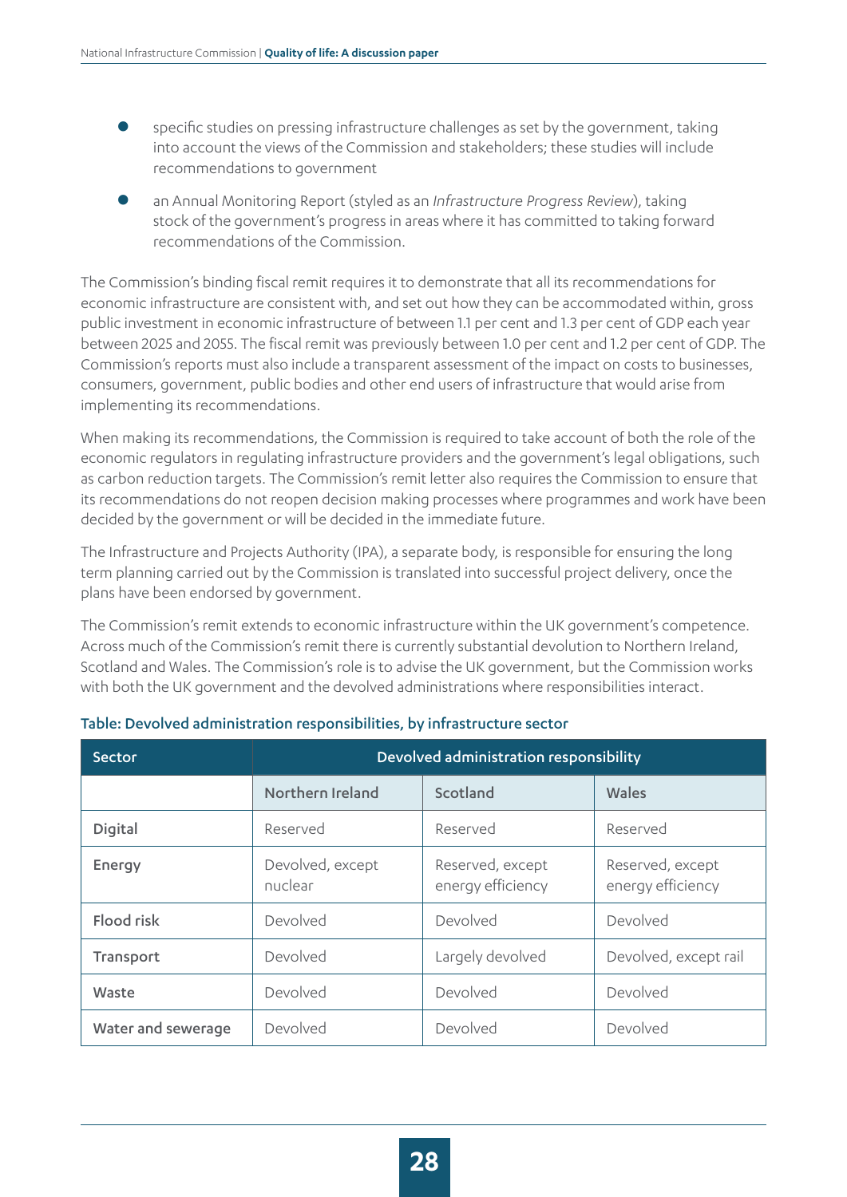- specific studies on pressing infrastructure challenges as set by the government, taking into account the views of the Commission and stakeholders; these studies will include recommendations to government
- an Annual Monitoring Report (styled as an *Infrastructure Progress Review*), taking stock of the government's progress in areas where it has committed to taking forward recommendations of the Commission.

The Commission's binding fiscal remit requires it to demonstrate that all its recommendations for economic infrastructure are consistent with, and set out how they can be accommodated within, gross public investment in economic infrastructure of between 1.1 per cent and 1.3 per cent of GDP each year between 2025 and 2055. The fiscal remit was previously between 1.0 per cent and 1.2 per cent of GDP. The Commission's reports must also include a transparent assessment of the impact on costs to businesses, consumers, government, public bodies and other end users of infrastructure that would arise from implementing its recommendations.

When making its recommendations, the Commission is required to take account of both the role of the economic regulators in regulating infrastructure providers and the government's legal obligations, such as carbon reduction targets. The Commission's remit letter also requires the Commission to ensure that its recommendations do not reopen decision making processes where programmes and work have been decided by the government or will be decided in the immediate future.

The Infrastructure and Projects Authority (IPA), a separate body, is responsible for ensuring the long term planning carried out by the Commission is translated into successful project delivery, once the plans have been endorsed by government.

The Commission's remit extends to economic infrastructure within the UK government's competence. Across much of the Commission's remit there is currently substantial devolution to Northern Ireland, Scotland and Wales. The Commission's role is to advise the UK government, but the Commission works with both the UK government and the devolved administrations where responsibilities interact.

**Table: Devolved administration responsibilities, by infrastructure sector**

| Sector | Devolved administration responsibility | | |
|---|---|---|---|
| | Northern Ireland | Scotland | Wales |
| Digital | Reserved | Reserved | Reserved |
| Energy | Devolved, except nuclear | Reserved, except energy efficiency | Reserved, except energy efficiency |
| Flood risk | Devolved | Devolved | Devolved |
| Transport | Devolved | Largely devolved | Devolved, except rail |
| Waste | Devolved | Devolved | Devolved |
| Water and sewerage | Devolved | Devolved | Devolved |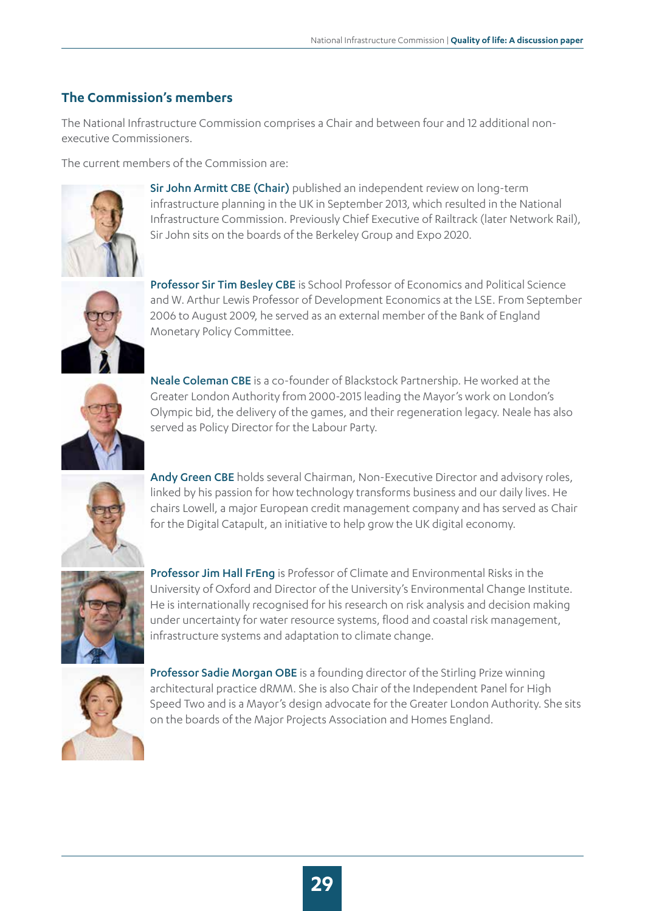## The Commission's members

The National Infrastructure Commission comprises a Chair and between four and 12 additional non-executive Commissioners.

The current members of the Commission are:

**Sir John Armitt CBE (Chair)** published an independent review on long-term infrastructure planning in the UK in September 2013, which resulted in the National Infrastructure Commission. Previously Chief Executive of Railtrack (later Network Rail), Sir John sits on the boards of the Berkeley Group and Expo 2020.

**Professor Sir Tim Besley CBE** is School Professor of Economics and Political Science and W. Arthur Lewis Professor of Development Economics at the LSE. From September 2006 to August 2009, he served as an external member of the Bank of England Monetary Policy Committee.

**Neale Coleman CBE** is a co-founder of Blackstock Partnership. He worked at the Greater London Authority from 2000-2015 leading the Mayor's work on London's Olympic bid, the delivery of the games, and their regeneration legacy. Neale has also served as Policy Director for the Labour Party.

**Andy Green CBE** holds several Chairman, Non-Executive Director and advisory roles, linked by his passion for how technology transforms business and our daily lives. He chairs Lowell, a major European credit management company and has served as Chair for the Digital Catapult, an initiative to help grow the UK digital economy.

**Professor Jim Hall FrEng** is Professor of Climate and Environmental Risks in the University of Oxford and Director of the University's Environmental Change Institute. He is internationally recognised for his research on risk analysis and decision making under uncertainty for water resource systems, flood and coastal risk management, infrastructure systems and adaptation to climate change.

**Professor Sadie Morgan OBE** is a founding director of the Stirling Prize winning architectural practice dRMM. She is also Chair of the Independent Panel for High Speed Two and is a Mayor's design advocate for the Greater London Authority. She sits on the boards of the Major Projects Association and Homes England.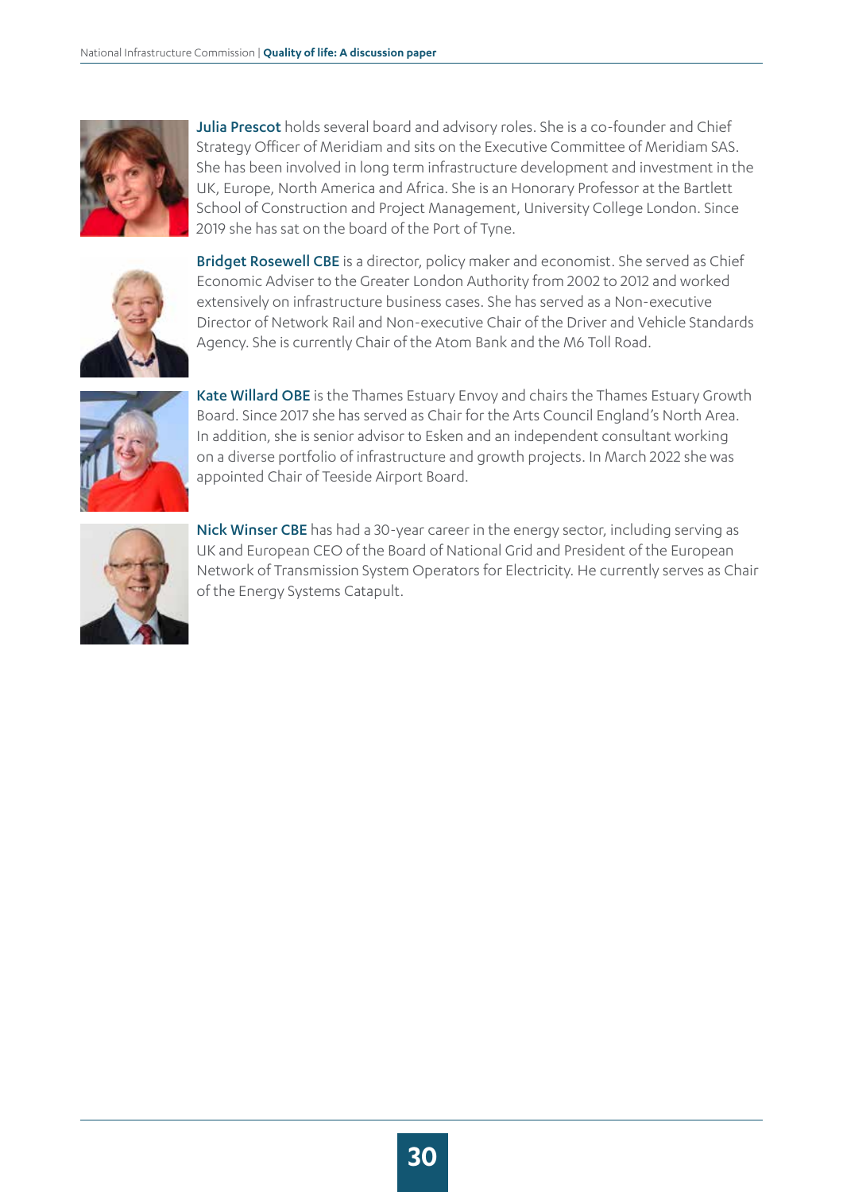**Julia Prescott** holds several board and advisory roles. She is a co-founder and Chief Strategy Officer of Meridiam and sits on the Executive Committee of Meridiam SAS. She has been involved in long term infrastructure development and investment in the UK, Europe, North America and Africa. She is an Honorary Professor at the Bartlett School of Construction and Project Management, University College London. Since 2019 she has sat on the board of the Port of Tyne.

**Bridget Rosewell CBE** is a director, policy maker and economist. She served as Chief Economic Adviser to the Greater London Authority from 2002 to 2012 and worked extensively on infrastructure business cases. She has served as a Non-executive Director of Network Rail and Non-executive Chair of the Driver and Vehicle Standards Agency. She is currently Chair of the Atom Bank and the M6 Toll Road.

**Kate Willard OBE** is the Thames Estuary Envoy and chairs the Thames Estuary Growth Board. Since 2017 she has served as Chair for the Arts Council England's North Area. In addition, she is senior advisor to Esken and an independent consultant working on a diverse portfolio of infrastructure and growth projects. In March 2022 she was appointed Chair of Teeside Airport Board.

**Nick Winser CBE** has had a 30-year career in the energy sector, including serving as UK and European CEO of the Board of National Grid and President of the European Network of Transmission System Operators for Electricity. He currently serves as Chair of the Energy Systems Catapult.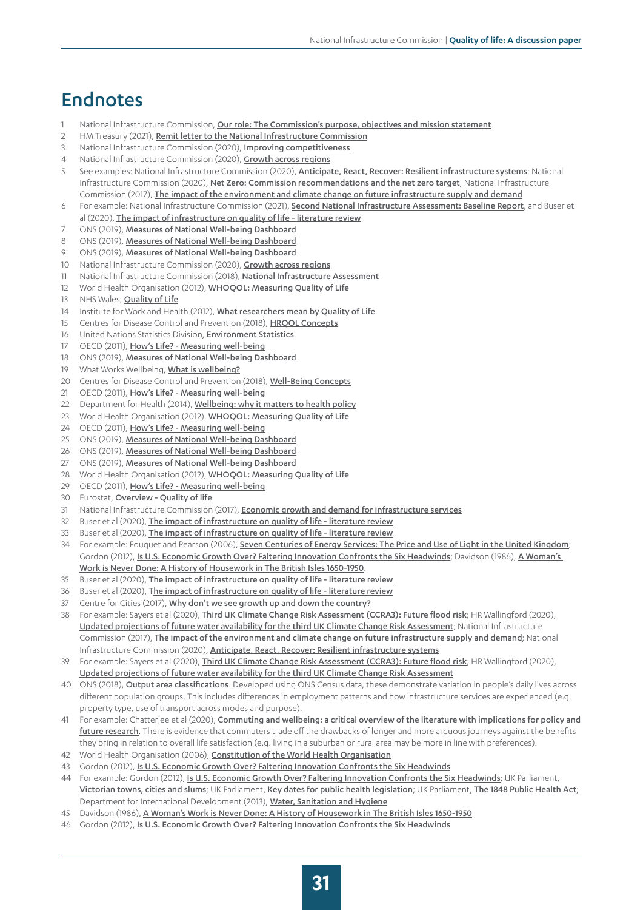# Endnotes

1. National Infrastructure Commission, Our role: The Commission's purpose, objectives and mission statement
2. HM Treasury (2021), Remit letter to the National Infrastructure Commission
3. National Infrastructure Commission (2020), Improving competitiveness
4. National Infrastructure Commission (2020), Growth across regions
5. See examples: National Infrastructure Commission (2020), Anticipate, React, Recover: Resilient infrastructure systems; National Infrastructure Commission (2020), Net Zero: Commission recommendations and the net zero target, National Infrastructure Commission (2017), The impact of the environment and climate change on future infrastructure supply and demand
6. For example: National Infrastructure Commission (2021), Second National Infrastructure Assessment: Baseline Report, and Buser et al (2020), The impact of infrastructure on quality of life - literature review
7. ONS (2019), Measures of National Well-being Dashboard
8. ONS (2019), Measures of National Well-being Dashboard
9. ONS (2019), Measures of National Well-being Dashboard
10. National Infrastructure Commission (2020), Growth across regions
11. National Infrastructure Commission (2018), National Infrastructure Assessment
12. World Health Organisation (2012), WHOQOL: Measuring Quality of Life
13. NHS Wales, Quality of Life
14. Institute for Work and Health (2012), What researchers mean by Quality of Life
15. Centres for Disease Control and Prevention (2018), HRQOL Concepts
16. United Nations Statistics Division, Environment Statistics
17. OECD (2011), How's Life? - Measuring well-being
18. ONS (2019), Measures of National Well-being Dashboard
19. What Works Wellbeing, What is wellbeing?
20. Centres for Disease Control and Prevention (2018), Well-Being Concepts
21. OECD (2011), How's Life? - Measuring well-being
22. Department for Health (2014), Wellbeing: why it matters to health policy
23. World Health Organisation (2012), WHOQOL: Measuring Quality of Life
24. OECD (2011), How's Life? - Measuring well-being
25. ONS (2019), Measures of National Well-being Dashboard
26. ONS (2019), Measures of National Well-being Dashboard
27. ONS (2019), Measures of National Well-being Dashboard
28. World Health Organisation (2012), WHOQOL: Measuring Quality of Life
29. OECD (2011), How's Life? - Measuring well-being
30. Eurostat, Overview - Quality of life
31. National Infrastructure Commission (2017), Economic growth and demand for infrastructure services
32. Buser et al (2020), The impact of infrastructure on quality of life - literature review
33. Buser et al (2020), The impact of infrastructure on quality of life - literature review
34. For example: Fouquet and Pearson (2006), Seven Centuries of Energy Services: The Price and Use of Light in the United Kingdom; Gordon (2012), Is U.S. Economic Growth Over? Faltering Innovation Confronts the Six Headwinds; Davidson (1986), A Woman's Work is Never Done: A History of Housework in The British Isles 1650-1950.
35. Buser et al (2020), The impact of infrastructure on quality of life - literature review
36. Buser et al (2020), The impact of infrastructure on quality of life - literature review
37. Centre for Cities (2017), Why don't we see growth up and down the country?
38. For example: Sayers et al (2020), Third UK Climate Change Risk Assessment (CCRA3): Future flood risk; HR Wallingford (2020), Updated projections of future water availability for the third UK Climate Change Risk Assessment; National Infrastructure Commission (2017), The impact of the environment and climate change on future infrastructure supply and demand; National Infrastructure Commission (2020), Anticipate, React, Recover: Resilient infrastructure systems
39. For example: Sayers et al (2020), Third UK Climate Change Risk Assessment (CCRA3): Future flood risk; HR Wallingford (2020), Updated projections of future water availability for the third UK Climate Change Risk Assessment
40. ONS (2018), Output area classifications. Developed using ONS Census data, these demonstrate variation in people's daily lives across different population groups. This includes differences in employment patterns and how infrastructure services are experienced (e.g. property type, use of transport across modes and purpose).
41. For example: Chatterjee et al (2020), Commuting and wellbeing: a critical overview of the literature with implications for policy and future research. There is evidence that commuters trade off the drawbacks of longer and more arduous journeys against the benefits they bring in relation to overall life satisfaction (e.g. living in a suburban or rural area may be more in line with preferences).
42. World Health Organisation (2006), Constitution of the World Health Organisation
43. Gordon (2012), Is U.S. Economic Growth Over? Faltering Innovation Confronts the Six Headwinds
44. For example: Gordon (2012), Is U.S. Economic Growth Over? Faltering Innovation Confronts the Six Headwinds; UK Parliament, Victorian towns, cities and slums; UK Parliament, Key dates for public health legislation; UK Parliament, The 1848 Public Health Act; Department for International Development (2013), Water, Sanitation and Hygiene
45. Davidson (1986), A Woman's Work is Never Done: A History of Housework in The British Isles 1650-1950
46. Gordon (2012), Is U.S. Economic Growth Over? Faltering Innovation Confronts the Six Headwinds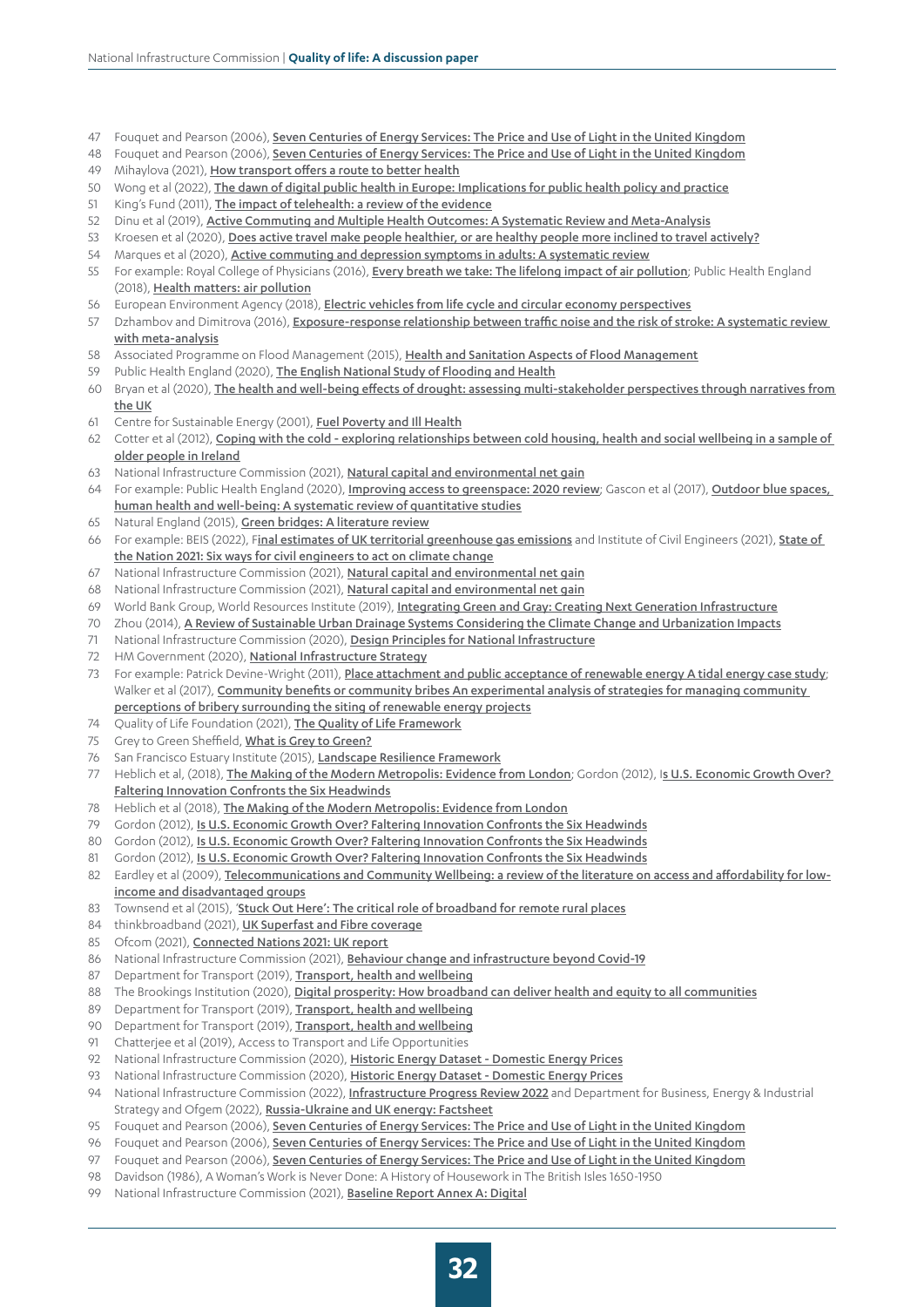47 Fouquet and Pearson (2006), Seven Centuries of Energy Services: The Price and Use of Light in the United Kingdom
48 Fouquet and Pearson (2006), Seven Centuries of Energy Services: The Price and Use of Light in the United Kingdom
49 Mihaylova (2021), How transport offers a route to better health
50 Wong et al (2022), The dawn of digital public health in Europe: Implications for public health policy and practice
51 King's Fund (2011), The impact of telehealth: a review of the evidence
52 Dinu et al (2019), Active Commuting and Multiple Health Outcomes: A Systematic Review and Meta-Analysis
53 Kroesen et al (2020), Does active travel make people healthier, or are healthy people more inclined to travel actively?
54 Marques et al (2020), Active commuting and depression symptoms in adults: A systematic review
55 For example: Royal College of Physicians (2016), Every breath we take: The lifelong impact of air pollution; Public Health England (2018), Health matters: air pollution
56 European Environment Agency (2018), Electric vehicles from life cycle and circular economy perspectives
57 Dzhambov and Dimitrova (2016), Exposure-response relationship between traffic noise and the risk of stroke: A systematic review with meta-analysis
58 Associated Programme on Flood Management (2015), Health and Sanitation Aspects of Flood Management
59 Public Health England (2020), The English National Study of Flooding and Health
60 Bryan et al (2020), The health and well-being effects of drought: assessing multi-stakeholder perspectives through narratives from the UK
61 Centre for Sustainable Energy (2001), Fuel Poverty and Ill Health
62 Cotter et al (2012), Coping with the cold - exploring relationships between cold housing, health and social wellbeing in a sample of older people in Ireland
63 National Infrastructure Commission (2021), Natural capital and environmental net gain
64 For example: Public Health England (2020), Improving access to greenspace: 2020 review; Gascon et al (2017), Outdoor blue spaces, human health and well-being: A systematic review of quantitative studies
65 Natural England (2015), Green bridges: A literature review
66 For example: BEIS (2022), Final estimates of UK territorial greenhouse gas emissions and Institute of Civil Engineers (2021), State of the Nation 2021: Six ways for civil engineers to act on climate change
67 National Infrastructure Commission (2021), Natural capital and environmental net gain
68 National Infrastructure Commission (2021), Natural capital and environmental net gain
69 World Bank Group, World Resources Institute (2019), Integrating Green and Gray: Creating Next Generation Infrastructure
70 Zhou (2014), A Review of Sustainable Urban Drainage Systems Considering the Climate Change and Urbanization Impacts
71 National Infrastructure Commission (2020), Design Principles for National Infrastructure
72 HM Government (2020), National Infrastructure Strategy
73 For example: Patrick Devine-Wright (2011), Place attachment and public acceptance of renewable energy A tidal energy case study; Walker et al (2017), Community benefits or community bribes An experimental analysis of strategies for managing community perceptions of bribery surrounding the siting of renewable energy projects
74 Quality of Life Foundation (2021), The Quality of Life Framework
75 Grey to Green Sheffield, What is Grey to Green?
76 San Francisco Estuary Institute (2015), Landscape Resilience Framework
77 Heblich et al, (2018), The Making of the Modern Metropolis: Evidence from London; Gordon (2012), Is U.S. Economic Growth Over? Faltering Innovation Confronts the Six Headwinds
78 Heblich et al (2018), The Making of the Modern Metropolis: Evidence from London
79 Gordon (2012), Is U.S. Economic Growth Over? Faltering Innovation Confronts the Six Headwinds
80 Gordon (2012), Is U.S. Economic Growth Over? Faltering Innovation Confronts the Six Headwinds
81 Gordon (2012), Is U.S. Economic Growth Over? Faltering Innovation Confronts the Six Headwinds
82 Eardley et al (2009), Telecommunications and Community Wellbeing: a review of the literature on access and affordability for low-income and disadvantaged groups
83 Townsend et al (2015), 'Stuck Out Here': The critical role of broadband for remote rural places
84 thinkbroadband (2021), UK Superfast and Fibre coverage
85 Ofcom (2021), Connected Nations 2021: UK report
86 National Infrastructure Commission (2021), Behaviour change and infrastructure beyond Covid-19
87 Department for Transport (2019), Transport, health and wellbeing
88 The Brookings Institution (2020), Digital prosperity: How broadband can deliver health and equity to all communities
89 Department for Transport (2019), Transport, health and wellbeing
90 Department for Transport (2019), Transport, health and wellbeing
91 Chatterjee et al (2019), Access to Transport and Life Opportunities
92 National Infrastructure Commission (2020), Historic Energy Dataset - Domestic Energy Prices
93 National Infrastructure Commission (2020), Historic Energy Dataset - Domestic Energy Prices
94 National Infrastructure Commission (2022), Infrastructure Progress Review 2022 and Department for Business, Energy & Industrial Strategy and Ofgem (2022), Russia-Ukraine and UK energy: Factsheet
95 Fouquet and Pearson (2006), Seven Centuries of Energy Services: The Price and Use of Light in the United Kingdom
96 Fouquet and Pearson (2006), Seven Centuries of Energy Services: The Price and Use of Light in the United Kingdom
97 Fouquet and Pearson (2006), Seven Centuries of Energy Services: The Price and Use of Light in the United Kingdom
98 Davidson (1986), A Woman's Work is Never Done: A History of Housework in The British Isles 1650-1950
99 National Infrastructure Commission (2021), Baseline Report Annex A: Digital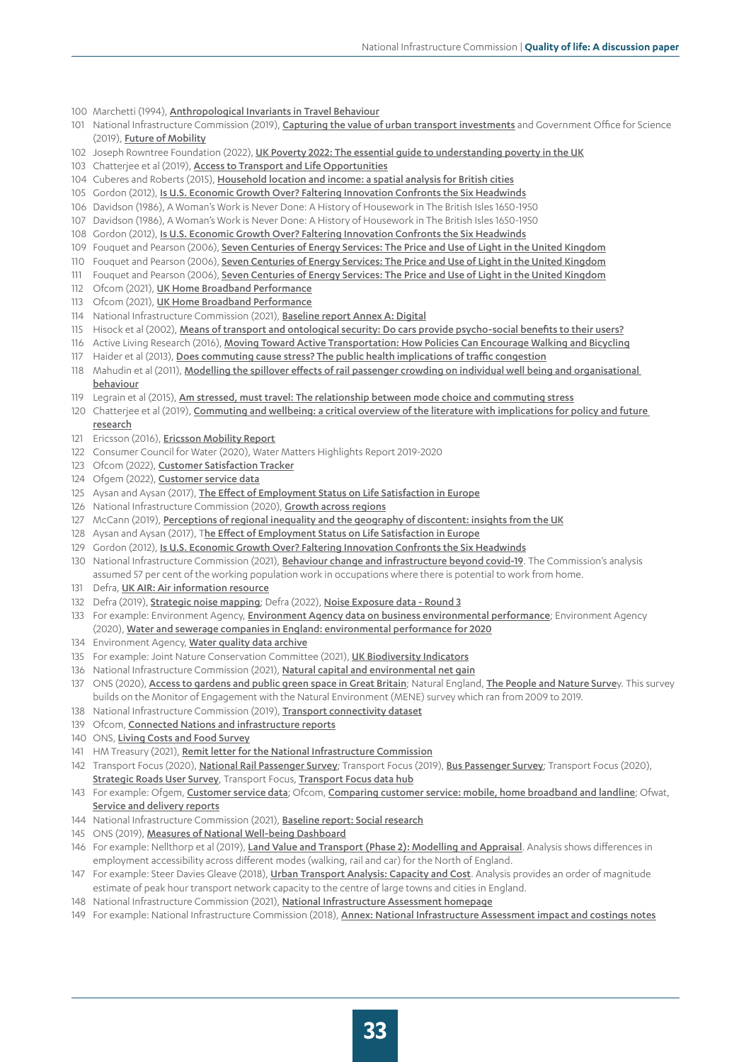100 Marchetti (1994), Anthropological Invariants in Travel Behaviour

101 National Infrastructure Commission (2019), Capturing the value of urban transport investments and Government Office for Science (2019), Future of Mobility

102 Joseph Rowntree Foundation (2022), UK Poverty 2022: The essential guide to understanding poverty in the UK

103 Chatterjee et al (2019), Access to Transport and Life Opportunities

104 Cuberes and Roberts (2015), Household location and income: a spatial analysis for British cities

105 Gordon (2012), Is U.S. Economic Growth Over? Faltering Innovation Confronts the Six Headwinds

106 Davidson (1986), A Woman's Work is Never Done: A History of Housework in The British Isles 1650-1950

107 Davidson (1986), A Woman's Work is Never Done: A History of Housework in The British Isles 1650-1950

108 Gordon (2012), Is U.S. Economic Growth Over? Faltering Innovation Confronts the Six Headwinds

109 Fouquet and Pearson (2006), Seven Centuries of Energy Services: The Price and Use of Light in the United Kingdom

110 Fouquet and Pearson (2006), Seven Centuries of Energy Services: The Price and Use of Light in the United Kingdom

111 Fouquet and Pearson (2006), Seven Centuries of Energy Services: The Price and Use of Light in the United Kingdom

112 Ofcom (2021), UK Home Broadband Performance

113 Ofcom (2021), UK Home Broadband Performance

114 National Infrastructure Commission (2021), Baseline report Annex A: Digital

115 Hisock et al (2002), Means of transport and ontological security: Do cars provide psycho-social benefits to their users?

116 Active Living Research (2016), Moving Toward Active Transportation: How Policies Can Encourage Walking and Bicycling

117 Haider et al (2013), Does commuting cause stress? The public health implications of traffic congestion

118 Mahudin et al (2011), Modelling the spillover effects of rail passenger crowding on individual well being and organisational behaviour

119 Legrain et al (2015), Am stressed, must travel: The relationship between mode choice and commuting stress

120 Chatterjee et al (2019), Commuting and wellbeing: a critical overview of the literature with implications for policy and future research

121 Ericsson (2016), Ericsson Mobility Report

122 Consumer Council for Water (2020), Water Matters Highlights Report 2019-2020

123 Ofcom (2022), Customer Satisfaction Tracker

124 Ofgem (2022), Customer service data

125 Aysan and Aysan (2017), The Effect of Employment Status on Life Satisfaction in Europe

126 National Infrastructure Commission (2020), Growth across regions

127 McCann (2019), Perceptions of regional inequality and the geography of discontent: insights from the UK

128 Aysan and Aysan (2017), The Effect of Employment Status on Life Satisfaction in Europe

129 Gordon (2012), Is U.S. Economic Growth Over? Faltering Innovation Confronts the Six Headwinds

130 National Infrastructure Commission (2021), Behaviour change and infrastructure beyond covid-19. The Commission's analysis assumed 57 per cent of the working population work in occupations where there is potential to work from home.

131 Defra, UK AIR: Air information resource

132 Defra (2019), Strategic noise mapping; Defra (2022), Noise Exposure data - Round 3

133 For example: Environment Agency, Environment Agency data on business environmental performance; Environment Agency (2020), Water and sewerage companies in England: environmental performance for 2020

134 Environment Agency, Water quality data archive

135 For example: Joint Nature Conservation Committee (2021), UK Biodiversity Indicators

136 National Infrastructure Commission (2021), Natural capital and environmental net gain

137 ONS (2020), Access to gardens and public green space in Great Britain; Natural England, The People and Nature Survey. This survey builds on the Monitor of Engagement with the Natural Environment (MENE) survey which ran from 2009 to 2019.

138 National Infrastructure Commission (2019), Transport connectivity dataset

139 Ofcom, Connected Nations and infrastructure reports

140 ONS, Living Costs and Food Survey

141 HM Treasury (2021), Remit letter for the National Infrastructure Commission

142 Transport Focus (2020), National Rail Passenger Survey; Transport Focus (2019), Bus Passenger Survey; Transport Focus (2020), Strategic Roads User Survey, Transport Focus, Transport Focus data hub

143 For example: Ofgem, Customer service data; Ofcom, Comparing customer service: mobile, home broadband and landline; Ofwat, Service and delivery reports

144 National Infrastructure Commission (2021), Baseline report: Social research

145 ONS (2019), Measures of National Well-being Dashboard

146 For example: Nellthorp et al (2019), Land Value and Transport (Phase 2): Modelling and Appraisal. Analysis shows differences in employment accessibility across different modes (walking, rail and car) for the North of England.

147 For example: Steer Davies Gleave (2018), Urban Transport Analysis: Capacity and Cost. Analysis provides an order of magnitude estimate of peak hour transport network capacity to the centre of large towns and cities in England.

148 National Infrastructure Commission (2021), National Infrastructure Assessment homepage

149 For example: National Infrastructure Commission (2018), Annex: National Infrastructure Assessment impact and costings notes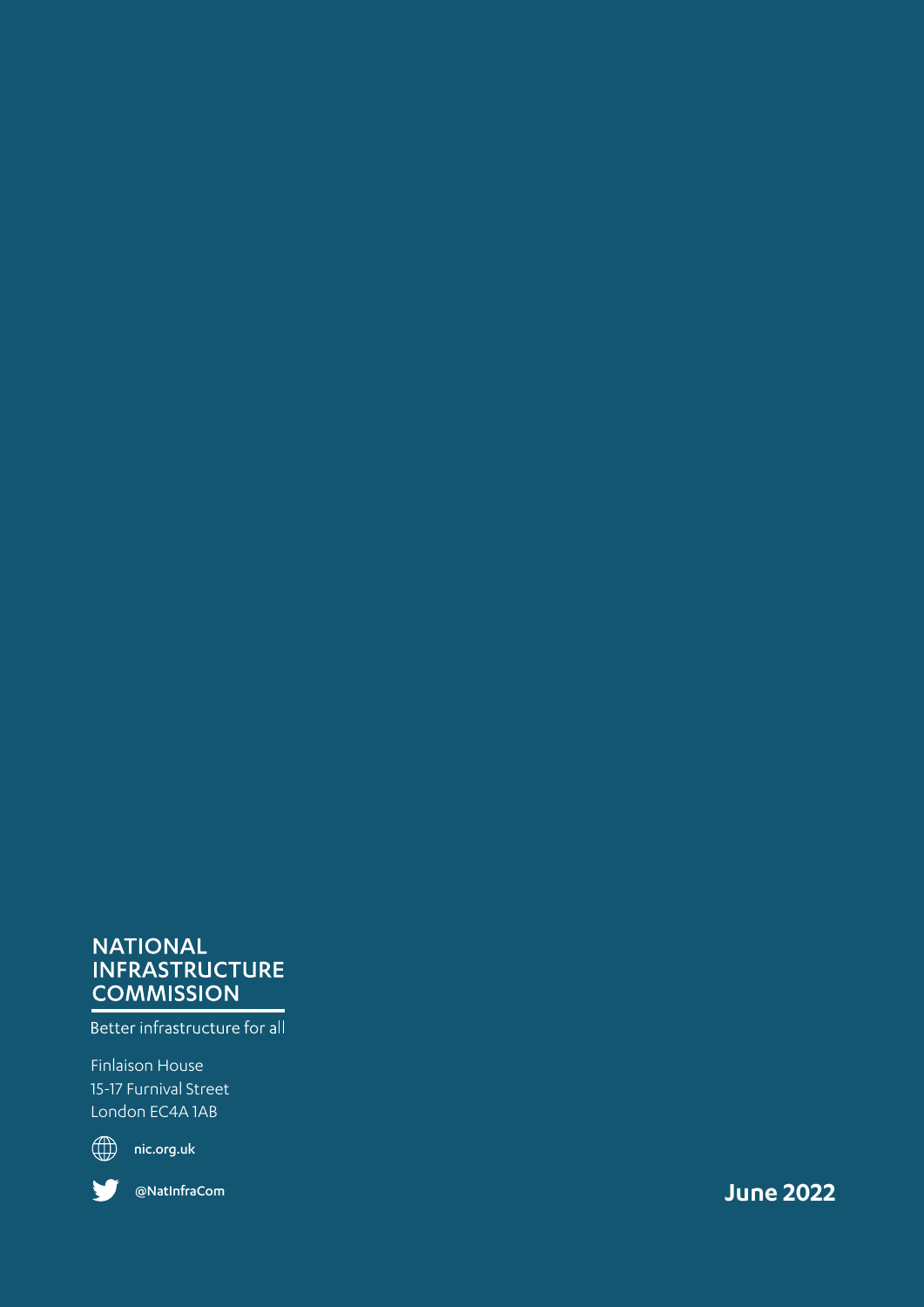NATIONAL INFRASTRUCTURE COMMISSION

Better infrastructure for all

Finlaison House
15-17 Furnival Street
London EC4A 1AB

nic.org.uk

@NatInfraCom

**June 2022**